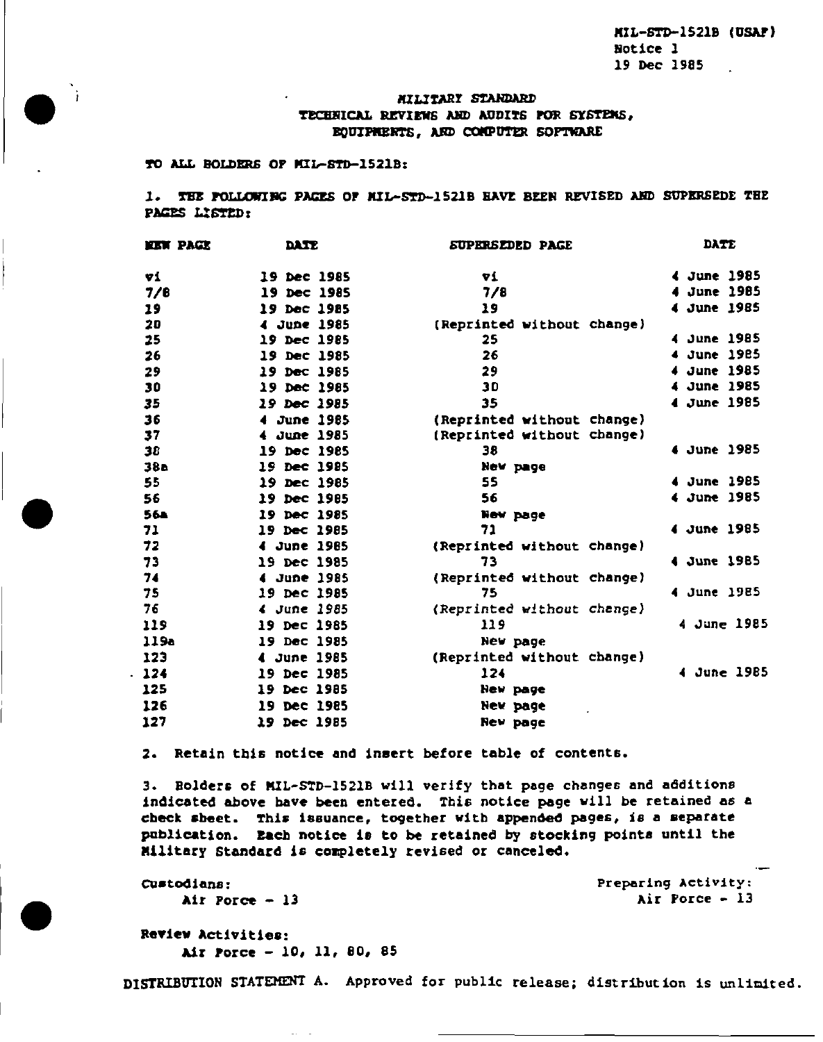MIL-STD-1521B (USAF)
Notice 1
19 Dec 1985

# MILITARY STANDARD
## TECHNICAL REVIEWS AND AUDITS FOR SYSTEMS, EQUIPMENTS, AND COMPUTER SOFTWARE

TO ALL HOLDERS OF MIL-STD-1521B:

1. THE FOLLOWING PAGES OF MIL-STD-1521B HAVE BEEN REVISED AND SUPERSEDE THE PAGES LISTED:

| NEW PAGE | DATE | SUPERSEDED PAGE | DATE |
|---|---|---|---|
| vi | 19 Dec 1985 | vi | 4 June 1985 |
| 7/8 | 19 Dec 1985 | 7/8 | 4 June 1985 |
| 19 | 19 Dec 1985 | 19 | 4 June 1985 |
| 20 | 4 June 1985 | (Reprinted without change) | |
| 25 | 19 Dec 1985 | 25 | 4 June 1985 |
| 26 | 19 Dec 1985 | 26 | 4 June 1985 |
| 29 | 19 Dec 1985 | 29 | 4 June 1985 |
| 30 | 19 Dec 1985 | 30 | 4 June 1985 |
| 35 | 19 Dec 1985 | 35 | 4 June 1985 |
| 36 | 4 June 1985 | (Reprinted without change) | |
| 37 | 4 June 1985 | (Reprinted without change) | |
| 38 | 19 Dec 1985 | 38 | 4 June 1985 |
| 38a | 19 Dec 1985 | New page | |
| 55 | 19 Dec 1985 | 55 | 4 June 1985 |
| 56 | 19 Dec 1985 | 56 | 4 June 1985 |
| 56a | 19 Dec 1985 | New page | |
| 71 | 19 Dec 1985 | 71 | 4 June 1985 |
| 72 | 4 June 1985 | (Reprinted without change) | |
| 73 | 19 Dec 1985 | 73 | 4 June 1985 |
| 74 | 4 June 1985 | (Reprinted without change) | |
| 75 | 19 Dec 1985 | 75 | 4 June 1985 |
| 76 | 4 June 1985 | (Reprinted without change) | |
| 119 | 19 Dec 1985 | 119 | 4 June 1985 |
| 119a | 19 Dec 1985 | New page | |
| 123 | 4 June 1985 | (Reprinted without change) | |
| 124 | 19 Dec 1985 | 124 | 4 June 1985 |
| 125 | 19 Dec 1985 | New page | |
| 126 | 19 Dec 1985 | New page | |
| 127 | 19 Dec 1985 | New page | |

2. Retain this notice and insert before table of contents.

3. Holders of MIL-STD-1521B will verify that page changes and additions indicated above have been entered. This notice page will be retained as a check sheet. This issuance, together with appended pages, is a separate publication. Each notice is to be retained by stocking points until the Military Standard is completely revised or canceled.

Custodians:
Air Force - 13

Preparing Activity:
Air Force - 13

Review Activities:
Air Force - 10, 11, 80, 85

DISTRIBUTION STATEMENT A. Approved for public release; distribution is unlimited.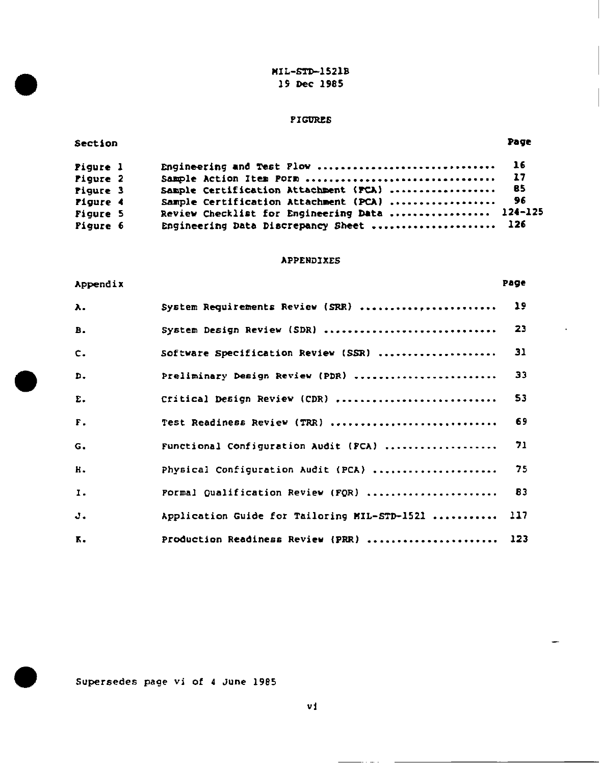MIL-STD-1521B
19 Dec 1985

## FIGURES

| Section | | Page |
|---|---|---|
| Figure 1 | Engineering and Test Flow | 16 |
| Figure 2 | Sample Action Item Form | 17 |
| Figure 3 | Sample Certification Attachment (FCA) | 85 |
| Figure 4 | Sample Certification Attachment (PCA) | 96 |
| Figure 5 | Review Checklist for Engineering Data | 124-125 |
| Figure 6 | Engineering Data Discrepancy Sheet | 126 |

## APPENDIXES

| Appendix | | Page |
|---|---|---|
| A. | System Requirements Review (SRR) | 19 |
| B. | System Design Review (SDR) | 23 |
| C. | Software Specification Review (SSR) | 31 |
| D. | Preliminary Design Review (PDR) | 33 |
| E. | Critical Design Review (CDR) | 53 |
| F. | Test Readiness Review (TRR) | 69 |
| G. | Functional Configuration Audit (FCA) | 71 |
| H. | Physical Configuration Audit (PCA) | 75 |
| I. | Formal Qualification Review (FQR) | 83 |
| J. | Application Guide for Tailoring MIL-STD-1521 | 117 |
| K. | Production Readiness Review (PRR) | 123 |

Supersedes page vi of 4 June 1985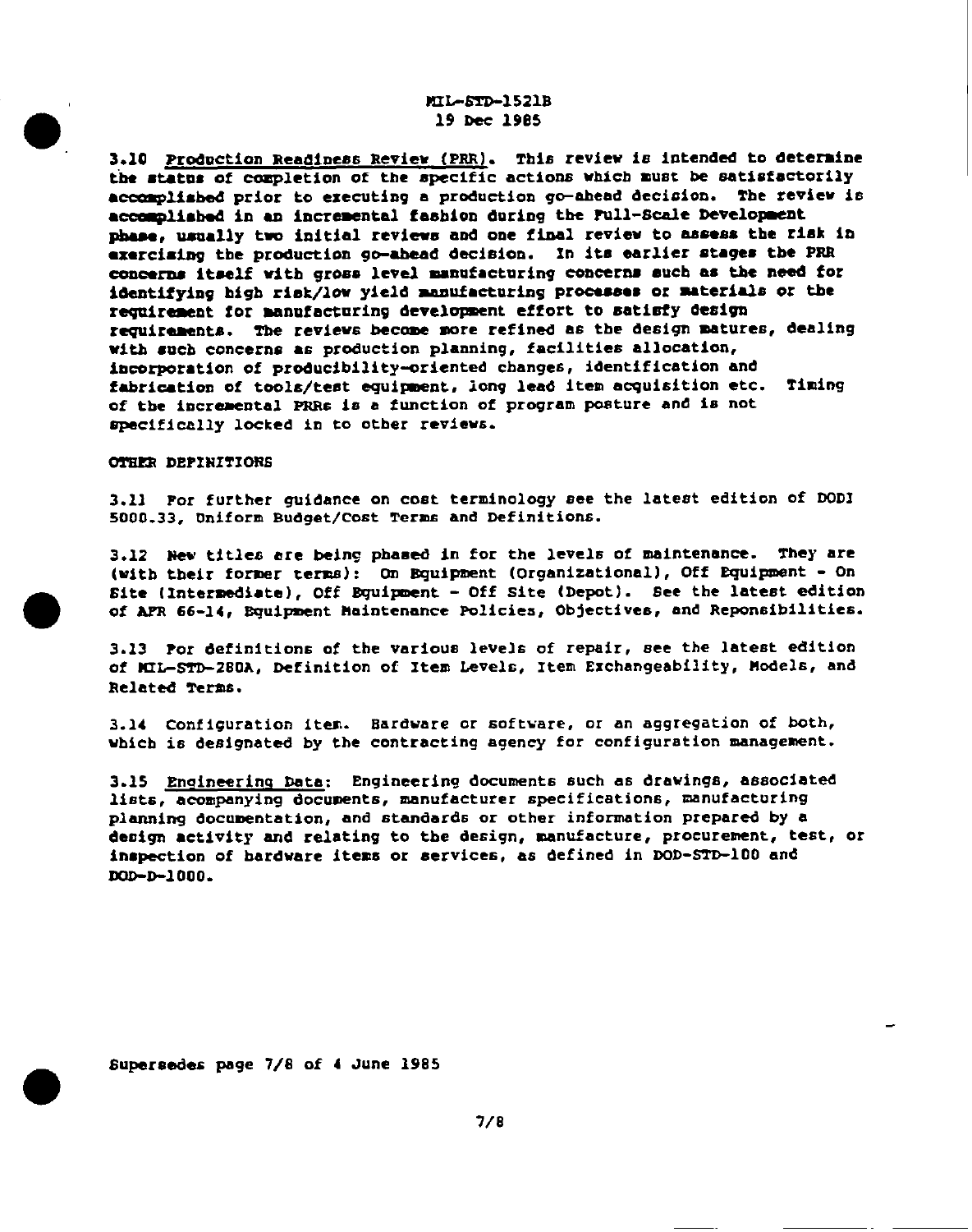3.10 Production Readiness Review (PRR). This review is intended to determine the status of completion of the specific actions which must be satisfactorily accomplished prior to executing a production go-ahead decision. The review is accomplished in an incremental fashion during the Full-Scale Development phase, usually two initial reviews and one final review to assess the risk in exercising the production go-ahead decision. In its earlier stages the PRR concerns itself with gross level manufacturing concerns such as the need for identifying high risk/low yield manufacturing processes or materials or the requirement for manufacturing development effort to satisfy design requirements. The reviews become more refined as the design matures, dealing with such concerns as production planning, facilities allocation, incorporation of producibility-oriented changes, identification and fabrication of tools/test equipment, long lead item acquisition etc. Timing of the incremental PRRs is a function of program posture and is not specifically locked in to other reviews.

OTHER DEFINITIONS

3.11 For further guidance on cost terminology see the latest edition of DODI 5000.33, Uniform Budget/Cost Terms and Definitions.

3.12 New titles are being phased in for the levels of maintenance. They are (with their former terms): On Equipment (Organizational), Off Equipment - On Site (Intermediate), Off Equipment - Off Site (Depot). See the latest edition of AFR 66-14, Equipment Maintenance Policies, Objectives, and Reponsibilities.

3.13 For definitions of the various levels of repair, see the latest edition of MIL-STD-280A, Definition of Item Levels, Item Exchangeability, Models, and Related Terms.

3.14 Configuration item. Hardware or software, or an aggregation of both, which is designated by the contracting agency for configuration management.

3.15 Engineering Data: Engineering documents such as drawings, associated lists, accompanying documents, manufacturer specifications, manufacturing planning documentation, and standards or other information prepared by a design activity and relating to the design, manufacture, procurement, test, or inspection of hardware items or services, as defined in DOD-STD-100 and DOD-D-1000.

Supersedes page 7/8 of 4 June 1985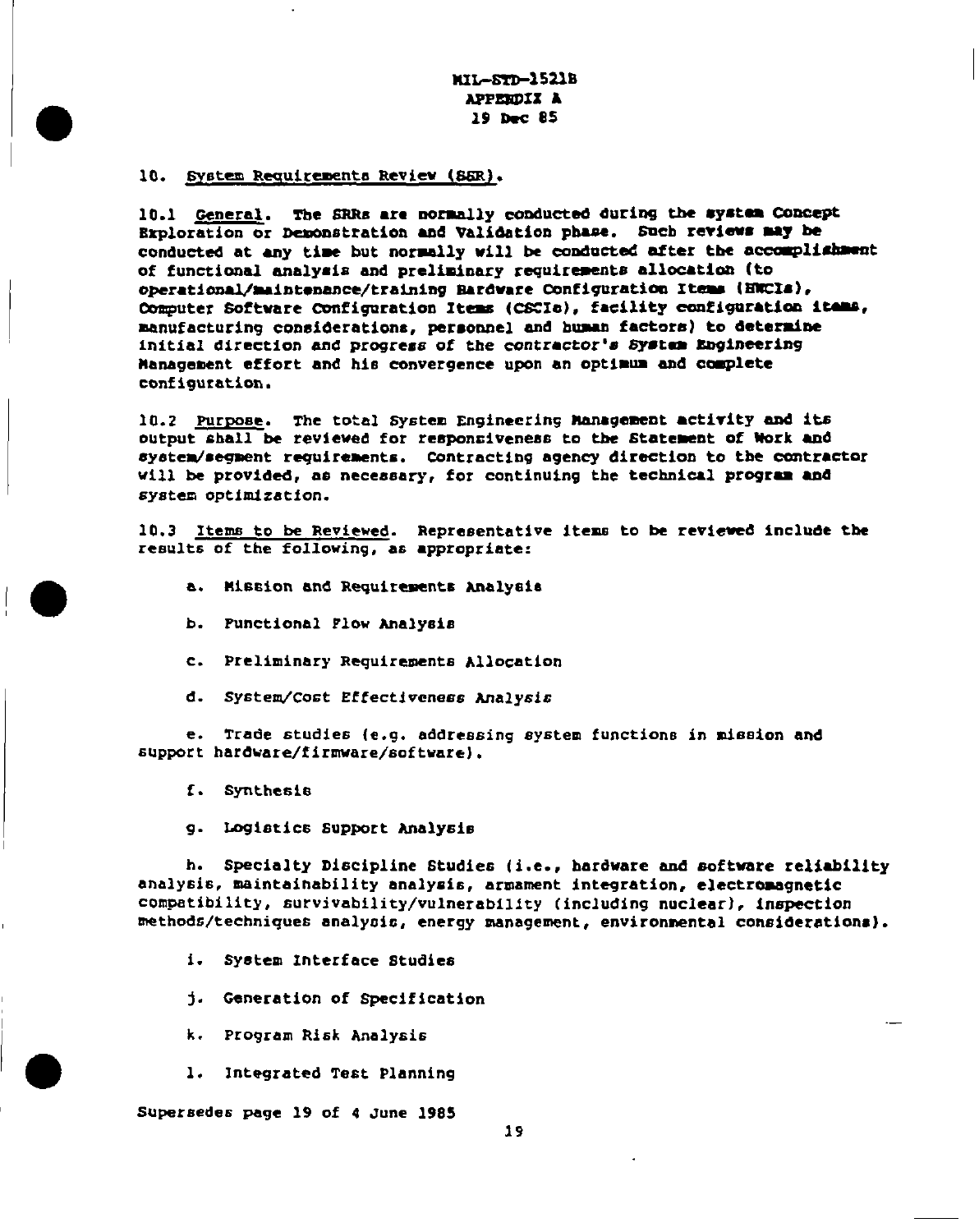10. System Requirements Review (SRR).

10.1 General. The SRRs are normally conducted during the system Concept Exploration or Demonstration and Validation phase. Such reviews may be conducted at any time but normally will be conducted after the accomplishment of functional analysis and preliminary requirements allocation (to operational/maintenance/training Hardware Configuration Items (HWCIs), Computer Software Configuration Items (CSCIs), facility configuration items, manufacturing considerations, personnel and human factors) to determine initial direction and progress of the contractor's System Engineering Management effort and his convergence upon an optimum and complete configuration.

10.2 Purpose. The total System Engineering Management activity and its output shall be reviewed for responsiveness to the Statement of Work and system/segment requirements. Contracting agency direction to the contractor will be provided, as necessary, for continuing the technical program and system optimization.

10.3 Items to be Reviewed. Representative items to be reviewed include the results of the following, as appropriate:

a. Mission and Requirements Analysis

b. Functional Flow Analysis

c. Preliminary Requirements Allocation

d. System/Cost Effectiveness Analysis

e. Trade studies (e.g. addressing system functions in mission and support hardware/firmware/software).

f. Synthesis

g. Logistics Support Analysis

h. Specialty Discipline Studies (i.e., hardware and software reliability analysis, maintainability analysis, armament integration, electromagnetic compatibility, survivability/vulnerability (including nuclear), inspection methods/techniques analysis, energy management, environmental considerations).

i. System Interface Studies

j. Generation of Specification

k. Program Risk Analysis

l. Integrated Test Planning

Supersedes page 19 of 4 June 1985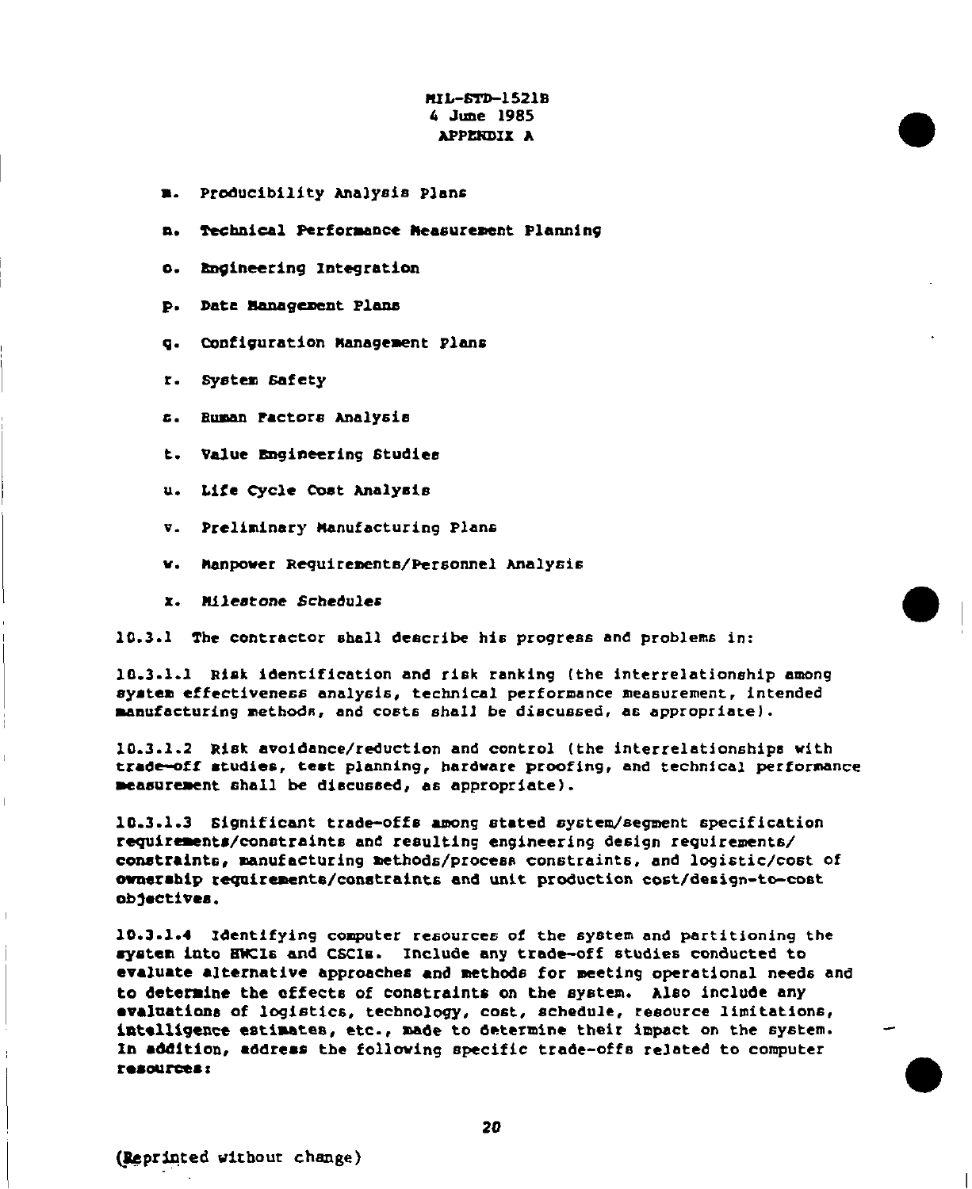m. Producibility Analysis Plans

n. Technical Performance Measurement Planning

o. Engineering Integration

p. Data Management Plans

q. Configuration Management Plans

r. System Safety

s. Human Factors Analysis

t. Value Engineering Studies

u. Life Cycle Cost Analysis

v. Preliminary Manufacturing Plans

w. Manpower Requirements/Personnel Analysis

x. *Milestone Schedules*

10.3.1 The contractor shall describe his progress and problems in:

10.3.1.1 Risk identification and risk ranking (the interrelationship among system effectiveness analysis, technical performance measurement, intended manufacturing methods, and costs shall be discussed, as appropriate).

10.3.1.2 Risk avoidance/reduction and control (the interrelationships with trade-off studies, test planning, hardware proofing, and technical performance measurement shall be discussed, as appropriate).

10.3.1.3 Significant trade-offs among stated system/segment specification requirements/constraints and resulting engineering design requirements/constraints, manufacturing methods/process constraints, and logistic/cost of ownership requirements/constraints and unit production cost/design-to-cost objectives.

10.3.1.4 Identifying computer resources of the system and partitioning the system into HWCIs and CSCIs. Include any trade-off studies conducted to evaluate alternative approaches and methods for meeting operational needs and to determine the effects of constraints on the system. Also include any evaluations of logistics, technology, cost, schedule, resource limitations, intelligence estimates, etc., made to determine their impact on the system. In addition, address the following specific trade-offs related to computer resources:

(Reprinted without change)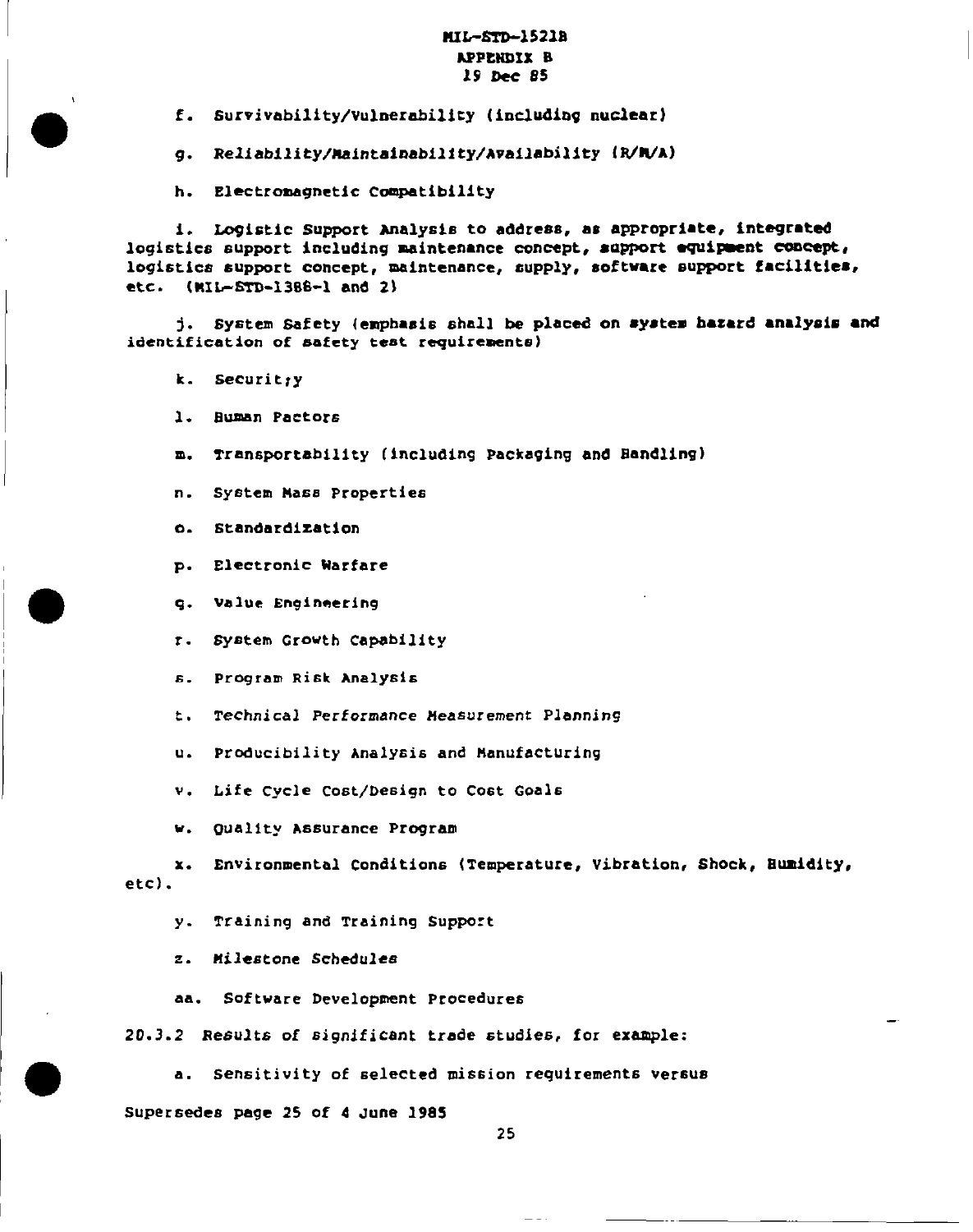f. Survivability/Vulnerability (including nuclear)

g. Reliability/Maintainability/Availability (R/M/A)

h. Electromagnetic Compatibility

i. Logistic Support Analysis to address, as appropriate, integrated logistics support including maintenance concept, support equipment concept, logistics support concept, maintenance, supply, software support facilities, etc. (MIL-STD-1388-1 and 2)

j. System Safety (emphasis shall be placed on system hazard analysis and identification of safety test requirements)

k. Securit;y

l. Human Factors

m. Transportability (including Packaging and Handling)

n. System Mass Properties

o. Standardization

p. Electronic Warfare

q. Value Engineering

r. System Growth Capability

s. Program Risk Analysis

t. Technical Performance Measurement Planning

u. Producibility Analysis and Manufacturing

v. Life Cycle Cost/Design to Cost Goals

w. Quality Assurance Program

x. Environmental Conditions (Temperature, Vibration, Shock, Humidity, etc).

y. Training and Training Support

z. Milestone Schedules

aa. Software Development Procedures

20.3.2 Results of significant trade studies, for example:

a. Sensitivity of selected mission requirements versus

Supersedes page 25 of 4 June 1985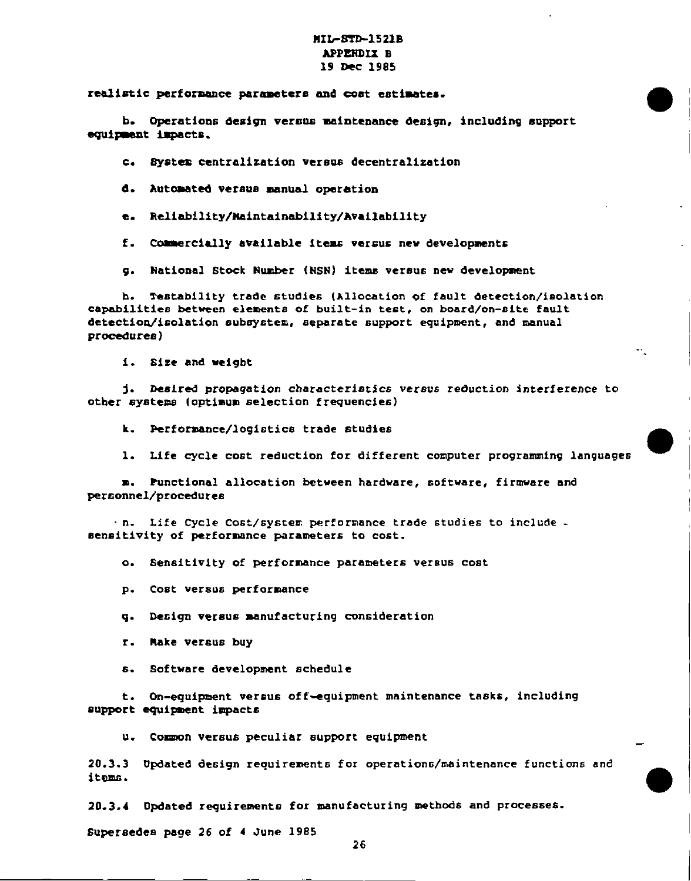realistic performance parameters and cost estimates.

b. Operations design versus maintenance design, including support equipment impacts.

c. System centralization versus decentralization

d. Automated versus manual operation

e. Reliability/Maintainability/Availability

f. Commercially available items versus new developments

g. National Stock Number (NSN) items versus new development

h. Testability trade studies (Allocation of fault detection/isolation capabilities between elements of built-in test, on board/on-site fault detection/isolation subsystem, separate support equipment, and manual procedures)

i. Size and weight

j. Desired propagation characteristics versus reduction interference to other systems (optimum selection frequencies)

k. Performance/logistics trade studies

l. Life cycle cost reduction for different computer programming languages

m. Functional allocation between hardware, software, firmware and personnel/procedures

n. Life Cycle Cost/system performance trade studies to include sensitivity of performance parameters to cost.

o. Sensitivity of performance parameters versus cost

p. Cost versus performance

q. Design versus manufacturing consideration

r. Make versus buy

s. Software development schedule

t. On-equipment versus off-equipment maintenance tasks, including support equipment impacts

u. Common versus peculiar support equipment

20.3.3 Updated design requirements for operations/maintenance functions and items.

20.3.4 Updated requirements for manufacturing methods and processes.

Supersedes page 26 of 4 June 1985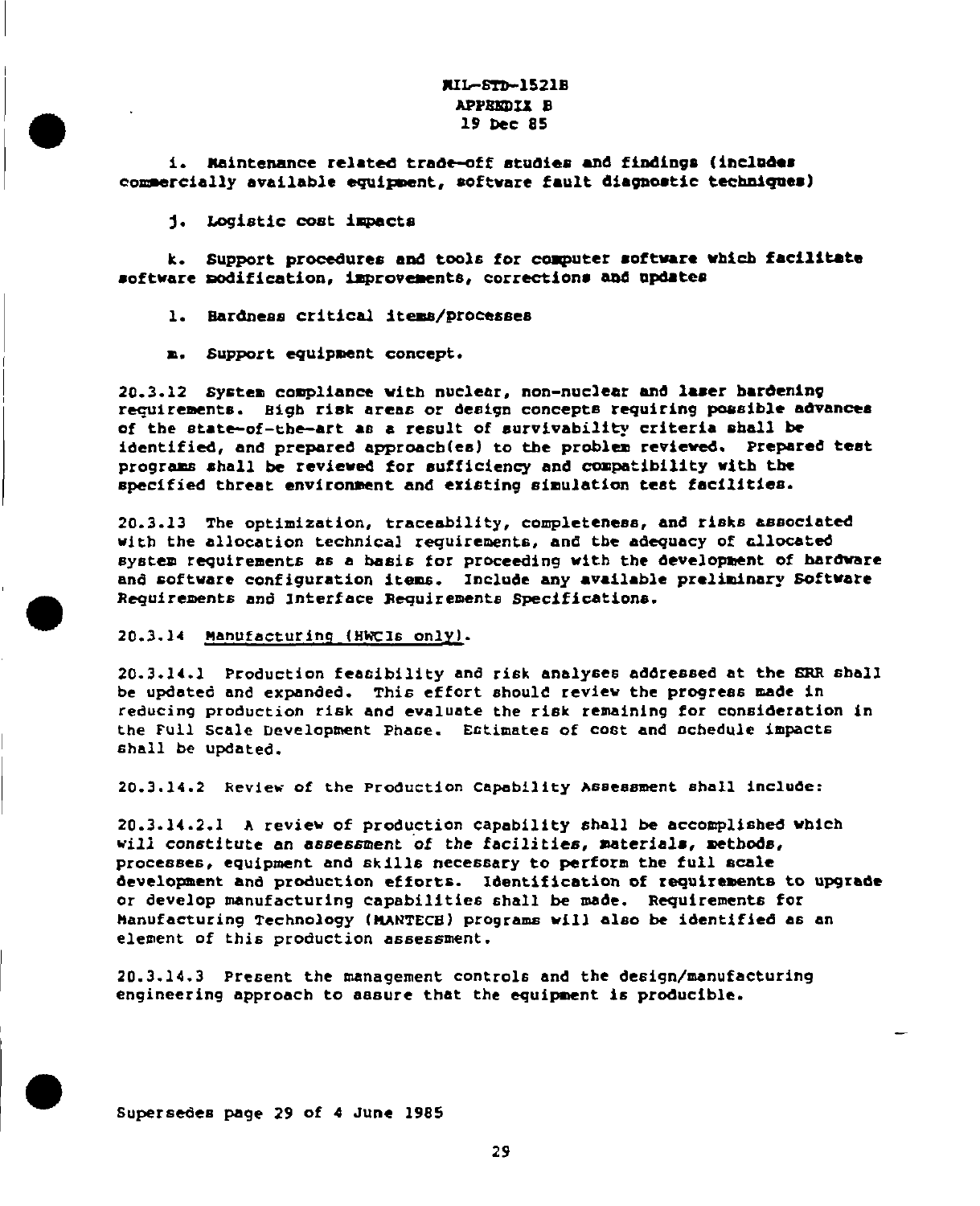i. Maintenance related trade-off studies and findings (includes commercially available equipment, software fault diagnostic techniques)

j. Logistic cost impacts

k. Support procedures and tools for computer software which facilitate software modification, improvements, corrections and updates

l. Hardness critical items/processes

m. Support equipment concept.

20.3.12 System compliance with nuclear, non-nuclear and laser hardening requirements. High risk areas or design concepts requiring possible advances of the state-of-the-art as a result of survivability criteria shall be identified, and prepared approach(es) to the problem reviewed. Prepared test programs shall be reviewed for sufficiency and compatibility with the specified threat environment and existing simulation test facilities.

20.3.13 The optimization, traceability, completeness, and risks associated with the allocation technical requirements, and the adequacy of allocated system requirements as a basis for proceeding with the development of hardware and software configuration items. Include any available preliminary Software Requirements and Interface Requirements Specifications.

20.3.14 Manufacturing (HWCIs only).

20.3.14.1 Production feasibility and risk analyses addressed at the SRR shall be updated and expanded. This effort should review the progress made in reducing production risk and evaluate the risk remaining for consideration in the Full Scale Development Phase. Estimates of cost and schedule impacts shall be updated.

20.3.14.2 Review of the Production Capability Assessment shall include:

20.3.14.2.1 A review of production capability shall be accomplished which will constitute an assessment of the facilities, materials, methods, processes, equipment and skills necessary to perform the full scale development and production efforts. Identification of requirements to upgrade or develop manufacturing capabilities shall be made. Requirements for Manufacturing Technology (MANTECH) programs will also be identified as an element of this production assessment.

20.3.14.3 Present the management controls and the design/manufacturing engineering approach to assure that the equipment is producible.

Supersedes page 29 of 4 June 1985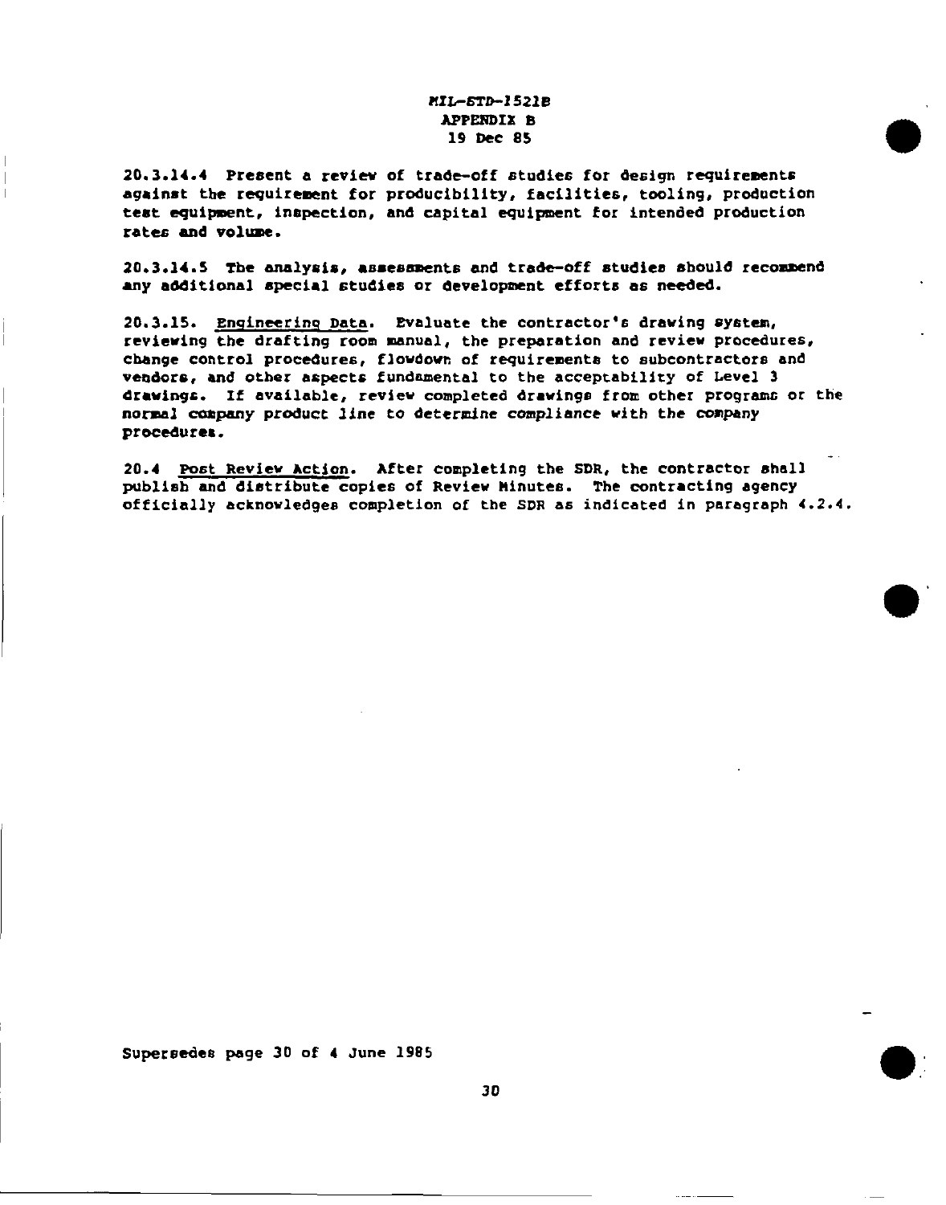20.3.14.4 Present a review of trade-off studies for design requirements against the requirement for producibility, facilities, tooling, production test equipment, inspection, and capital equipment for intended production rates and volume.

20.3.14.5 The analysis, assessments and trade-off studies should recommend any additional special studies or development efforts as needed.

20.3.15. Engineering Data. Evaluate the contractor's drawing system, reviewing the drafting room manual, the preparation and review procedures, change control procedures, flowdown of requirements to subcontractors and vendors, and other aspects fundamental to the acceptability of Level 3 drawings. If available, review completed drawings from other programs or the normal company product line to determine compliance with the company procedures.

20.4 Post Review Action. After completing the SDR, the contractor shall publish and distribute copies of Review Minutes. The contracting agency officially acknowledges completion of the SDR as indicated in paragraph 4.2.4.

Supersedes page 30 of 4 June 1985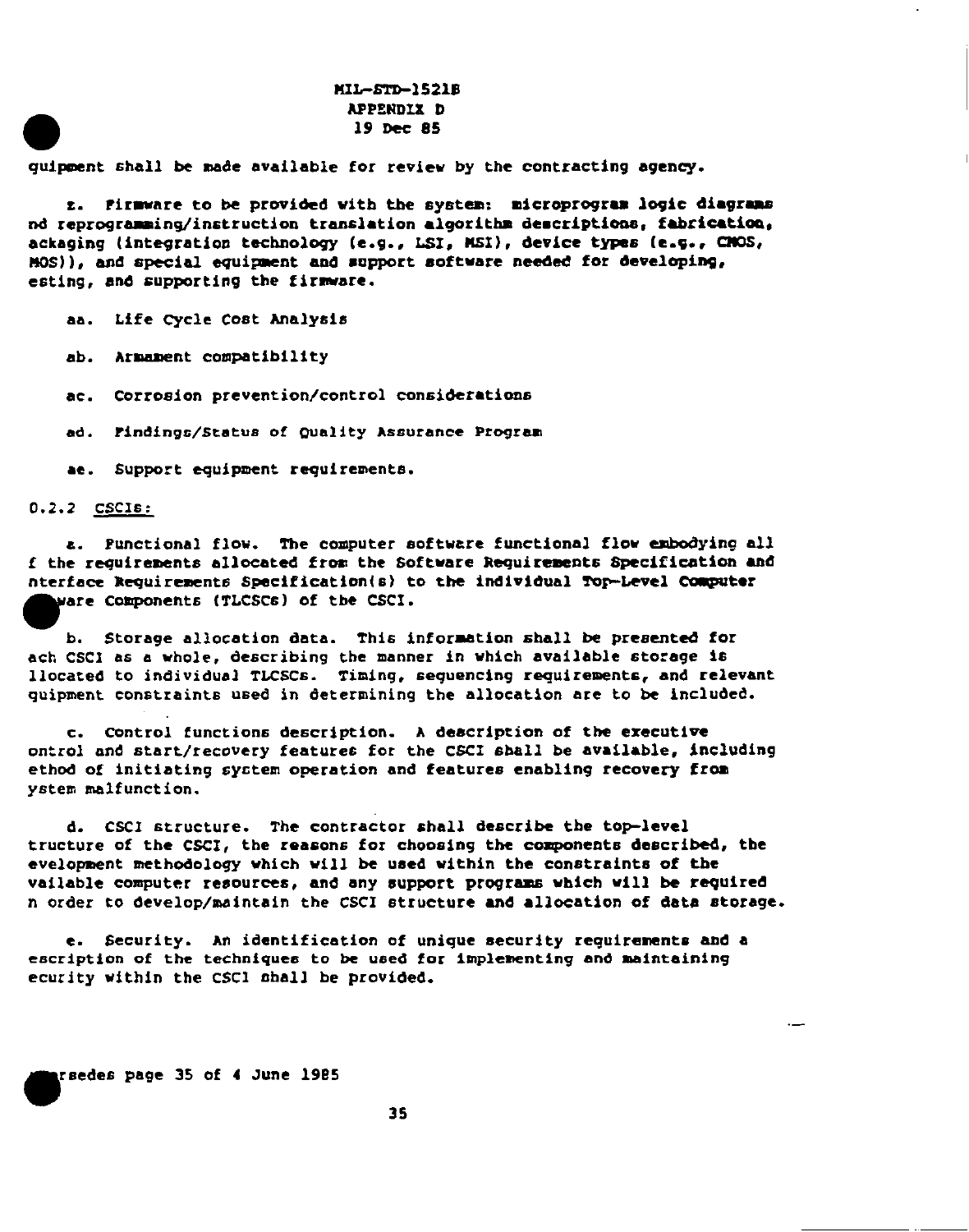quipment shall be made available for review by the contracting agency.

z. Firmware to be provided with the system: microprogram logic diagrams nd reprogramming/instruction translation algorithm descriptions, fabrication, ackaging (integration technology (e.g., LSI, MSI), device types (e.g., CMOS, MOS)), and special equipment and support software needed for developing, esting, and supporting the firmware.

aa. Life Cycle Cost Analysis

ab. Armament compatibility

ac. Corrosion prevention/control considerations

ad. Findings/Status of Quality Assurance Program

ae. Support equipment requirements.

0.2.2 CSCIs:

a. Functional flow. The computer software functional flow embodying all f the requirements allocated from the Software Requirements Specification and nterface Requirements Specification(s) to the individual Top-Level Computer ware Components (TLCSCs) of the CSCI.

b. Storage allocation data. This information shall be presented for ach CSCI as a whole, describing the manner in which available storage is llocated to individual TLCSCs. Timing, sequencing requirements, and relevant quipment constraints used in determining the allocation are to be included.

c. Control functions description. A description of the executive ontrol and start/recovery features for the CSCI shall be available, including ethod of initiating system operation and features enabling recovery from ystem malfunction.

d. CSCI structure. The contractor shall describe the top-level tructure of the CSCI, the reasons for choosing the components described, the evelopment methodology which will be used within the constraints of the vailable computer resources, and any support programs which will be required n order to develop/maintain the CSCI structure and allocation of data storage.

e. Security. An identification of unique security requirements and a escription of the techniques to be used for implementing and maintaining ecurity within the CSCI shall be provided.

rsedes page 35 of 4 June 1985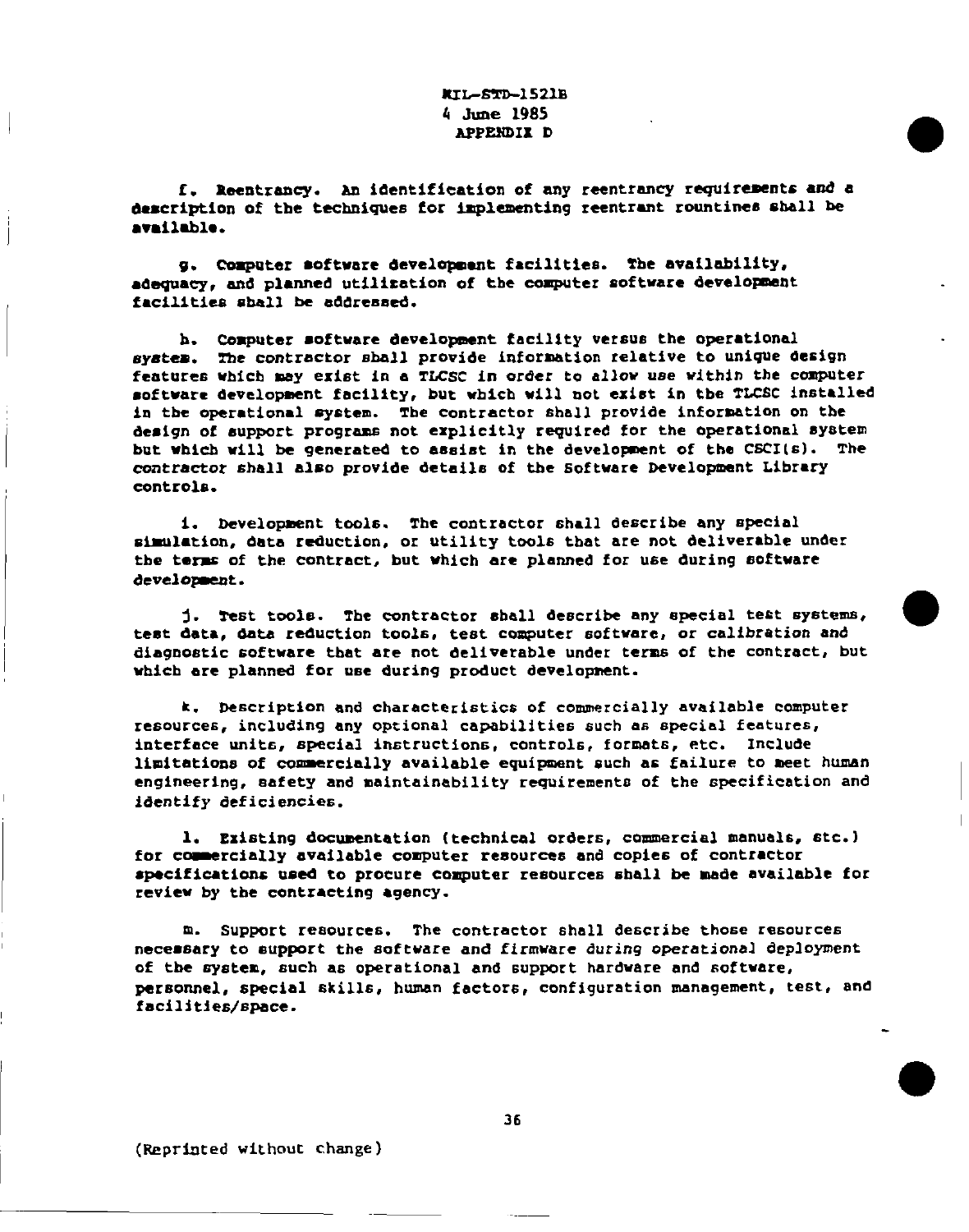f. Reentrancy. An identification of any reentrancy requirements and a description of the techniques for implementing reentrant rountines shall be available.

g. Computer software development facilities. The availability, adequacy, and planned utilization of the computer software development facilities shall be addressed.

h. Computer software development facility versus the operational system. The contractor shall provide information relative to unique design features which may exist in a TLCSC in order to allow use within the computer software development facility, but which will not exist in the TLCSC installed in the operational system. The contractor shall provide information on the design of support programs not explicitly required for the operational system but which will be generated to assist in the development of the CSCI(s). The contractor shall also provide details of the Software Development Library controls.

i. Development tools. The contractor shall describe any special simulation, data reduction, or utility tools that are not deliverable under the terms of the contract, but which are planned for use during software development.

j. Test tools. The contractor shall describe any special test systems, test data, data reduction tools, test computer software, or calibration and diagnostic software that are not deliverable under terms of the contract, but which are planned for use during product development.

k. Description and characteristics of commercially available computer resources, including any optional capabilities such as special features, interface units, special instructions, controls, formats, etc. Include limitations of commercially available equipment such as failure to meet human engineering, safety and maintainability requirements of the specification and identify deficiencies.

l. Existing documentation (technical orders, commercial manuals, etc.) for commercially available computer resources and copies of contractor specifications used to procure computer resources shall be made available for review by the contracting agency.

m. Support resources. The contractor shall describe those resources necessary to support the software and firmware during operational deployment of the system, such as operational and support hardware and software, personnel, special skills, human factors, configuration management, test, and facilities/space.

(Reprinted without change)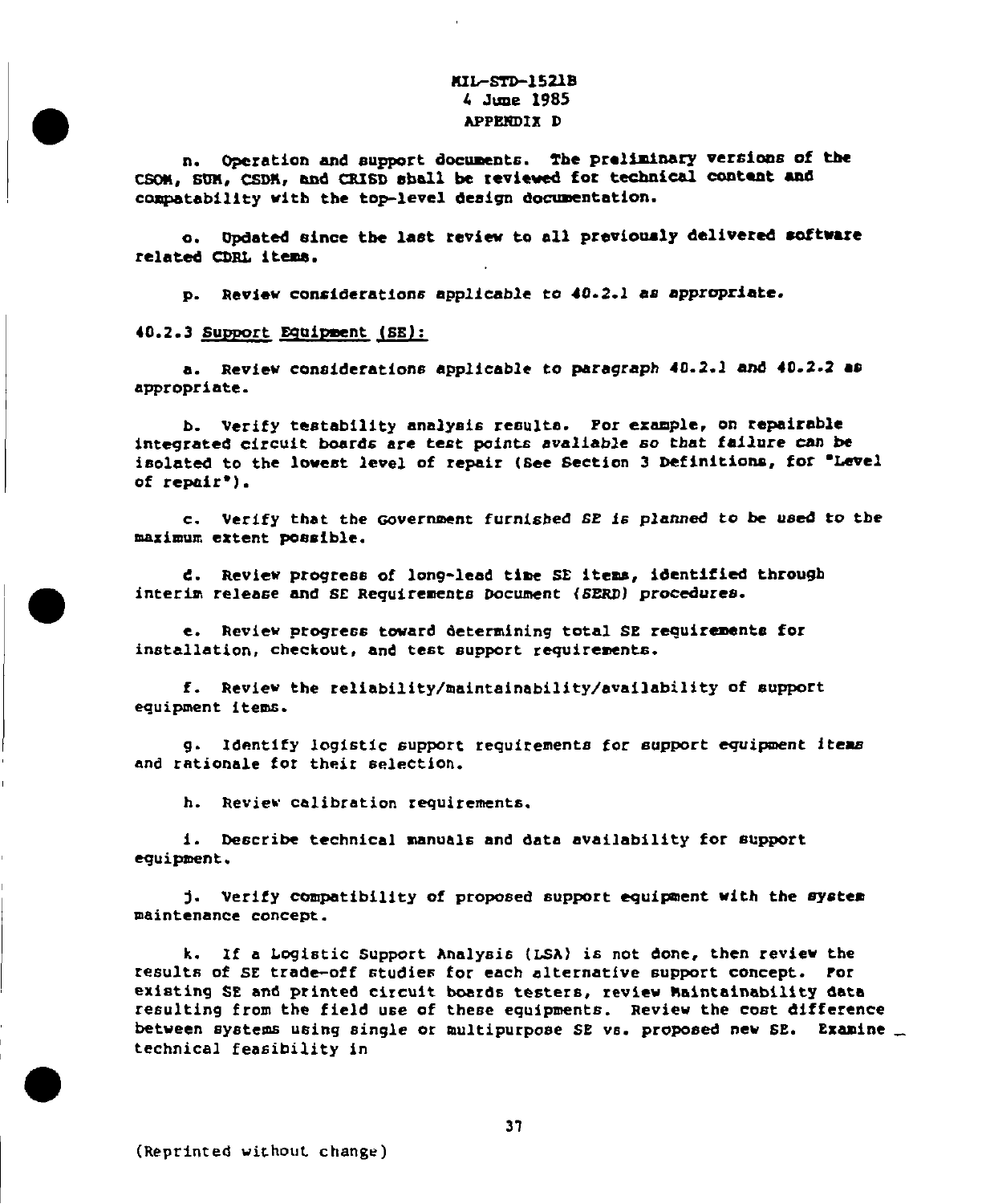n. Operation and support documents. The preliminary versions of the CSOM, SUM, CSDM, and CRISD shall be reviewed for technical content and compatability with the top-level design documentation.

o. Updated since the last review to all previously delivered software related CDRL items.

p. Review considerations applicable to 40.2.1 as appropriate.

40.2.3 Support Equipment (SE):

a. Review considerations applicable to paragraph 40.2.1 and 40.2.2 as appropriate.

b. Verify testability analysis results. For example, on repairable integrated circuit boards are test points available so that failure can be isolated to the lowest level of repair (See Section 3 Definitions, for "Level of repair").

c. Verify that the Government furnished SE is planned to be used to the maximum extent possible.

d. Review progress of long-lead time SE items, identified through interim release and SE Requirements Document (SERD) procedures.

e. Review progress toward determining total SE requirements for installation, checkout, and test support requirements.

f. Review the reliability/maintainability/availability of support equipment items.

g. Identify logistic support requirements for support equipment items and rationale for their selection.

h. Review calibration requirements.

i. Describe technical manuals and data availability for support equipment.

j. Verify compatibility of proposed support equipment with the system maintenance concept.

k. If a Logistic Support Analysis (LSA) is not done, then review the results of SE trade-off studies for each alternative support concept. For existing SE and printed circuit boards testers, review Maintainability data resulting from the field use of these equipments. Review the cost difference between systems using single or multipurpose SE vs. proposed new SE. Examine technical feasibility in

(Reprinted without change)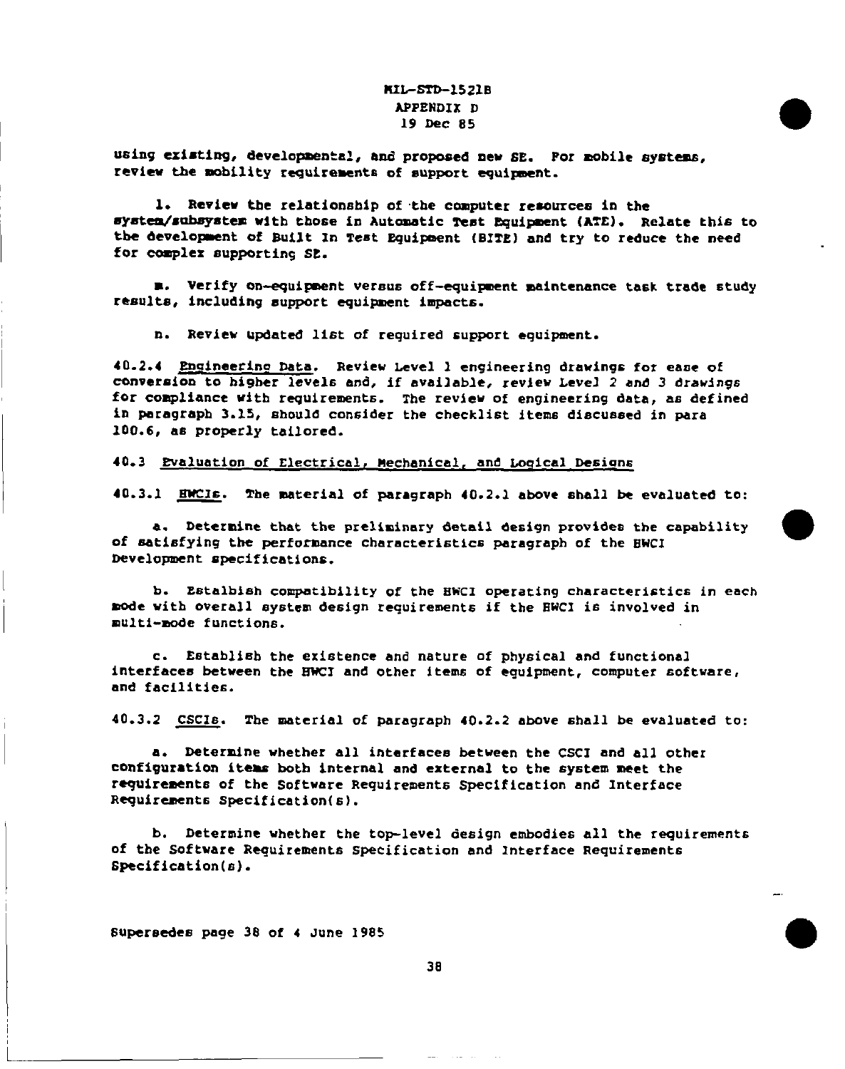using existing, developmental, and proposed new SE. For mobile systems, review the mobility requirements of support equipment.

l. Review the relationship of the computer resources in the system/subsystem with those in Automatic Test Equipment (ATE). Relate this to the development of Built In Test Equipment (BITE) and try to reduce the need for complex supporting SE.

m. Verify on-equipment versus off-equipment maintenance task trade study results, including support equipment impacts.

n. Review updated list of required support equipment.

40.2.4 Engineering Data. Review Level 1 engineering drawings for ease of conversion to higher levels and, if available, review Level 2 and 3 drawings for compliance with requirements. The review of engineering data, as defined in paragraph 3.15, should consider the checklist items discussed in para 100.6, as properly tailored.

40.3 Evaluation of Electrical, Mechanical, and Logical Designs

40.3.1 HWCIs. The material of paragraph 40.2.1 above shall be evaluated to:

a. Determine that the preliminary detail design provides the capability of satisfying the performance characteristics paragraph of the HWCI Development specifications.

b. Estalbish compatibility of the HWCI operating characteristics in each mode with overall system design requirements if the HWCI is involved in multi-mode functions.

c. Establish the existence and nature of physical and functional interfaces between the HWCI and other items of equipment, computer software, and facilities.

40.3.2 CSCIs. The material of paragraph 40.2.2 above shall be evaluated to:

a. Determine whether all interfaces between the CSCI and all other configuration items both internal and external to the system meet the requirements of the Software Requirements Specification and Interface Requirements Specification(s).

b. Determine whether the top-level design embodies all the requirements of the Software Requirements Specification and Interface Requirements Specification(s).

Supersedes page 38 of 4 June 1985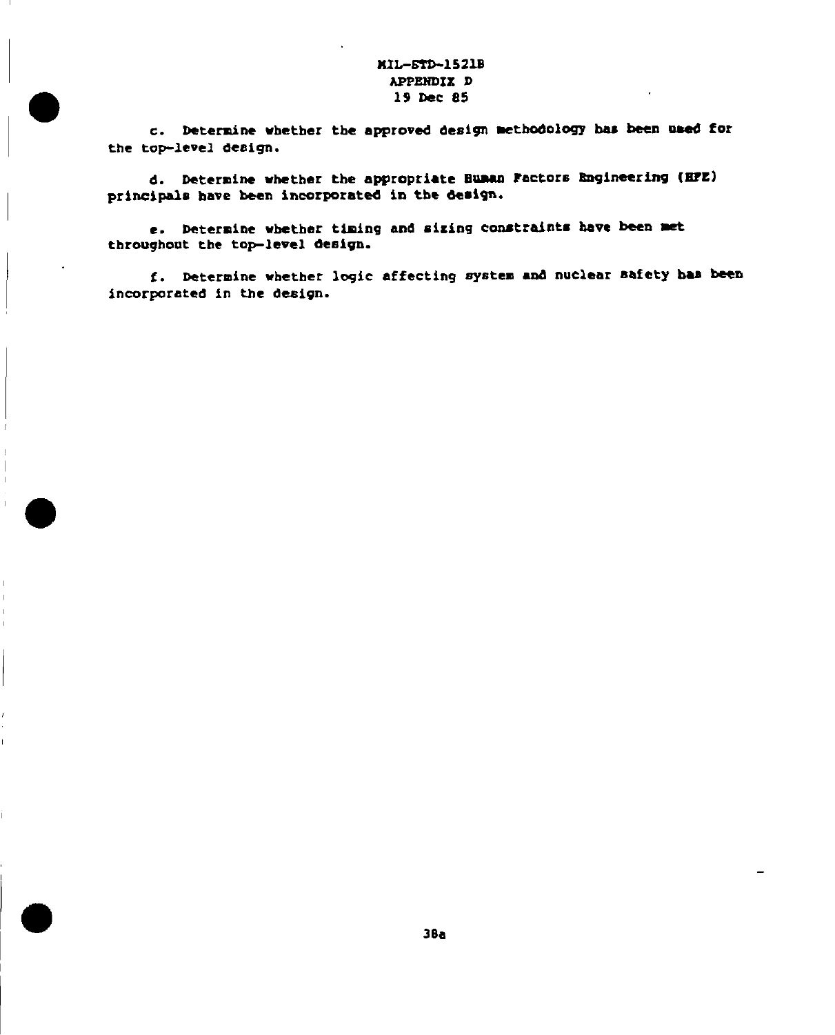c. Determine whether the approved design methodology has been used for the top-level design.

d. Determine whether the appropriate Human Factors Engineering (HFE) principals have been incorporated in the design.

e. Determine whether timing and sizing constraints have been met throughout the top-level design.

f. Determine whether logic affecting system and nuclear safety has been incorporated in the design.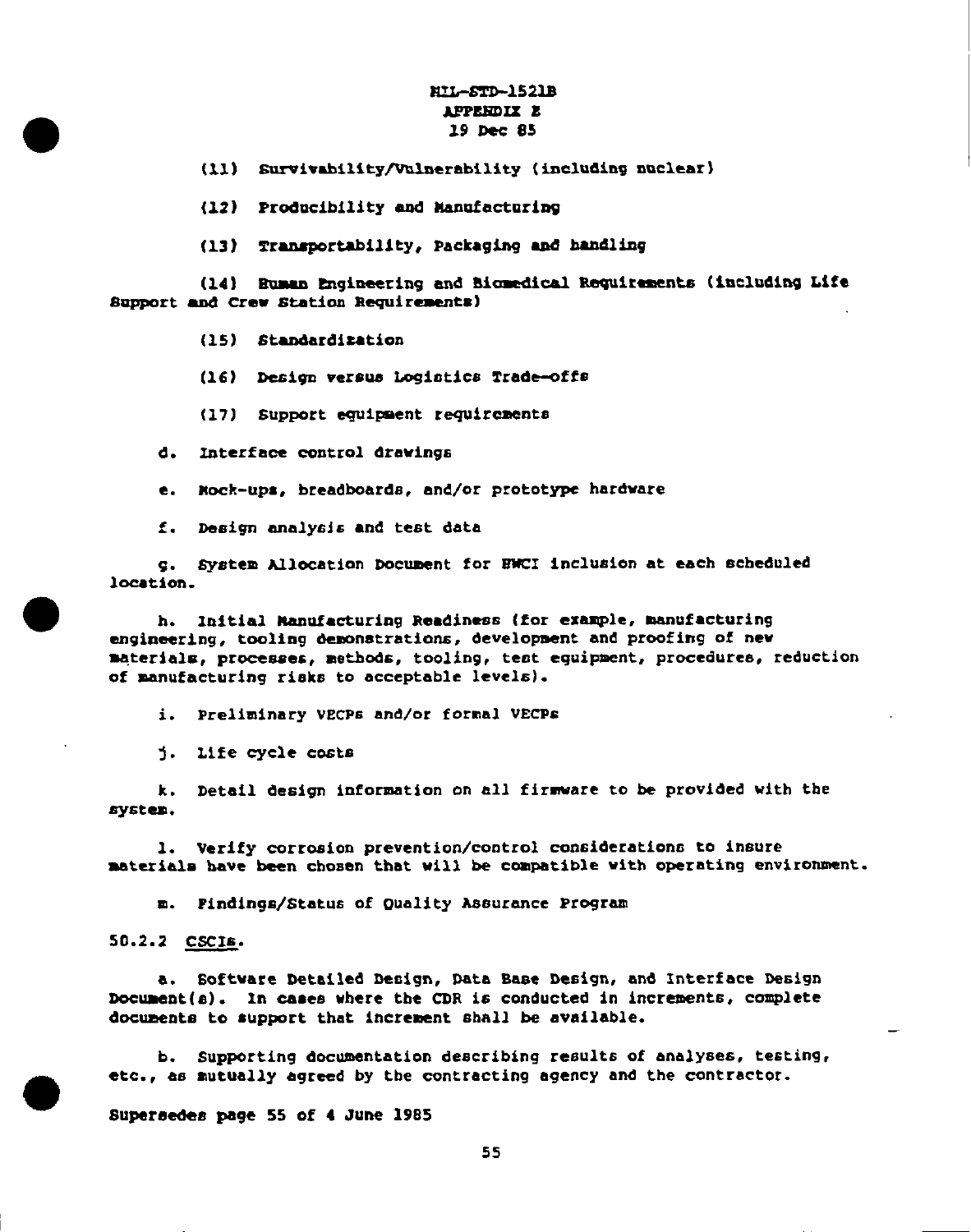(11) Survivability/Vulnerability (including nuclear)

(12) Producibility and Manufacturing

(13) Transportability, Packaging and handling

(14) Human Engineering and Biomedical Requirements (including Life Support and Crew Station Requirements)

(15) Standardization

(16) Design versus Logistics Trade-offs

(17) Support equipment requirements

d. Interface control drawings

e. Mock-ups, breadboards, and/or prototype hardware

f. Design analysis and test data

g. System Allocation Document for HWCI inclusion at each scheduled location.

h. Initial Manufacturing Readiness (for example, manufacturing engineering, tooling demonstrations, development and proofing of new materials, processes, methods, tooling, test equipment, procedures, reduction of manufacturing risks to acceptable levels).

i. Preliminary VECPs and/or formal VECPs

j. Life cycle costs

k. Detail design information on all firmware to be provided with the system.

l. Verify corrosion prevention/control considerations to insure materials have been chosen that will be compatible with operating environment.

m. Findings/Status of Quality Assurance Program

50.2.2 CSCIs.

a. Software Detailed Design, Data Base Design, and Interface Design Document(s). In cases where the CDR is conducted in increments, complete documents to support that increment shall be available.

b. Supporting documentation describing results of analyses, testing, etc., as mutually agreed by the contracting agency and the contractor.

Supersedes page 55 of 4 June 1985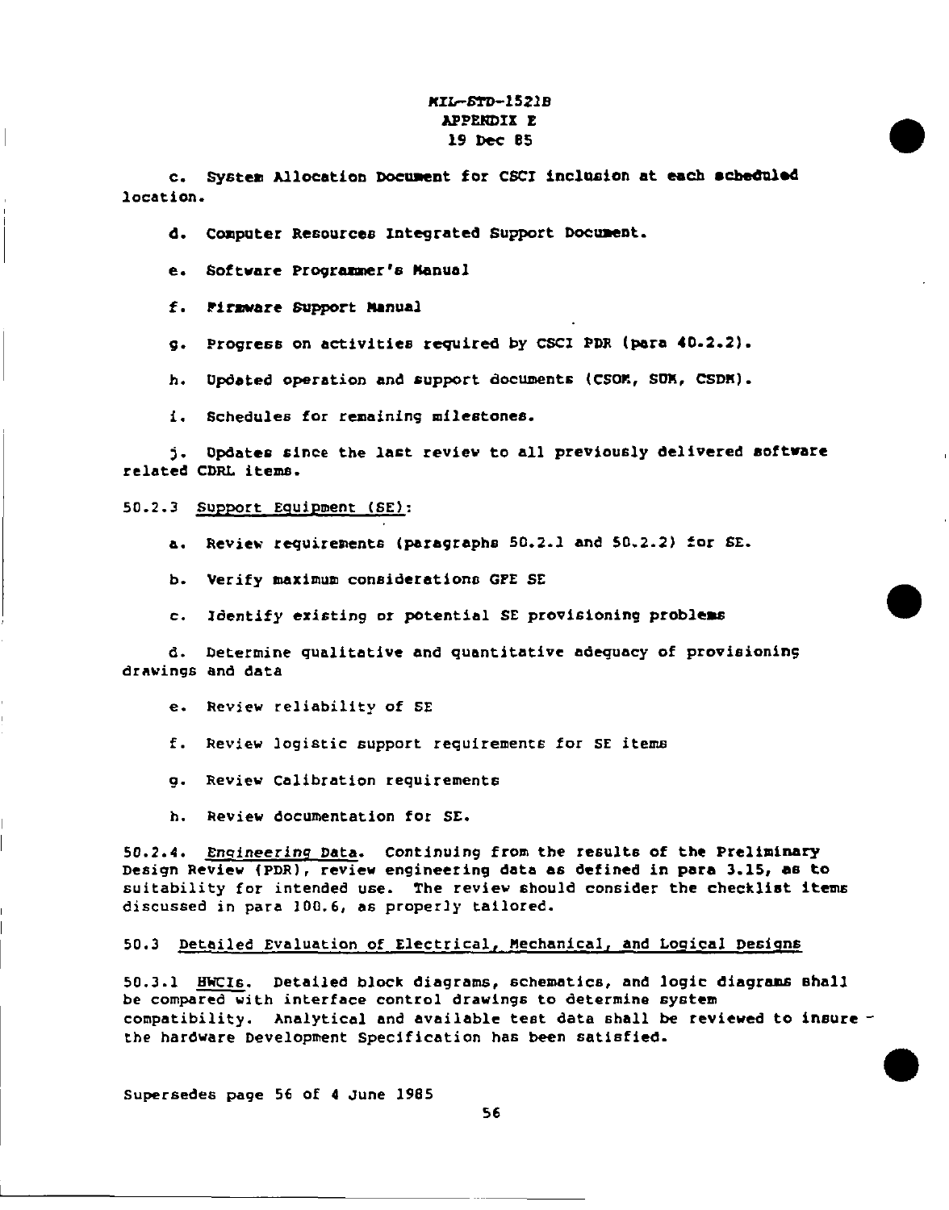c. System Allocation Document for CSCI inclusion at each scheduled location.

d. Computer Resources Integrated Support Document.

e. Software Programmer's Manual

f. Firmware Support Manual

g. Progress on activities required by CSCI PDR (para 40.2.2).

h. Updated operation and support documents (CSOM, SUM, CSDM).

i. Schedules for remaining milestones.

j. Updates since the last review to all previously delivered software related CDRL items.

50.2.3 Support Equipment (SE):

a. Review requirements (paragraphs 50.2.1 and 50.2.2) for SE.

b. Verify maximum considerations GFE SE

c. Identify existing or potential SE provisioning problems

d. Determine qualitative and quantitative adequacy of provisioning drawings and data

e. Review reliability of SE

f. Review logistic support requirements for SE items

g. Review Calibration requirements

h. Review documentation for SE.

50.2.4. Engineering Data. Continuing from the results of the Preliminary Design Review (PDR), review engineering data as defined in para 3.15, as to suitability for intended use. The review should consider the checklist items discussed in para 100.6, as properly tailored.

50.3 Detailed Evaluation of Electrical, Mechanical, and Logical Designs

50.3.1 HWCIs. Detailed block diagrams, schematics, and logic diagrams shall be compared with interface control drawings to determine system compatibility. Analytical and available test data shall be reviewed to insure the hardware Development Specification has been satisfied.

Supersedes page 56 of 4 June 1985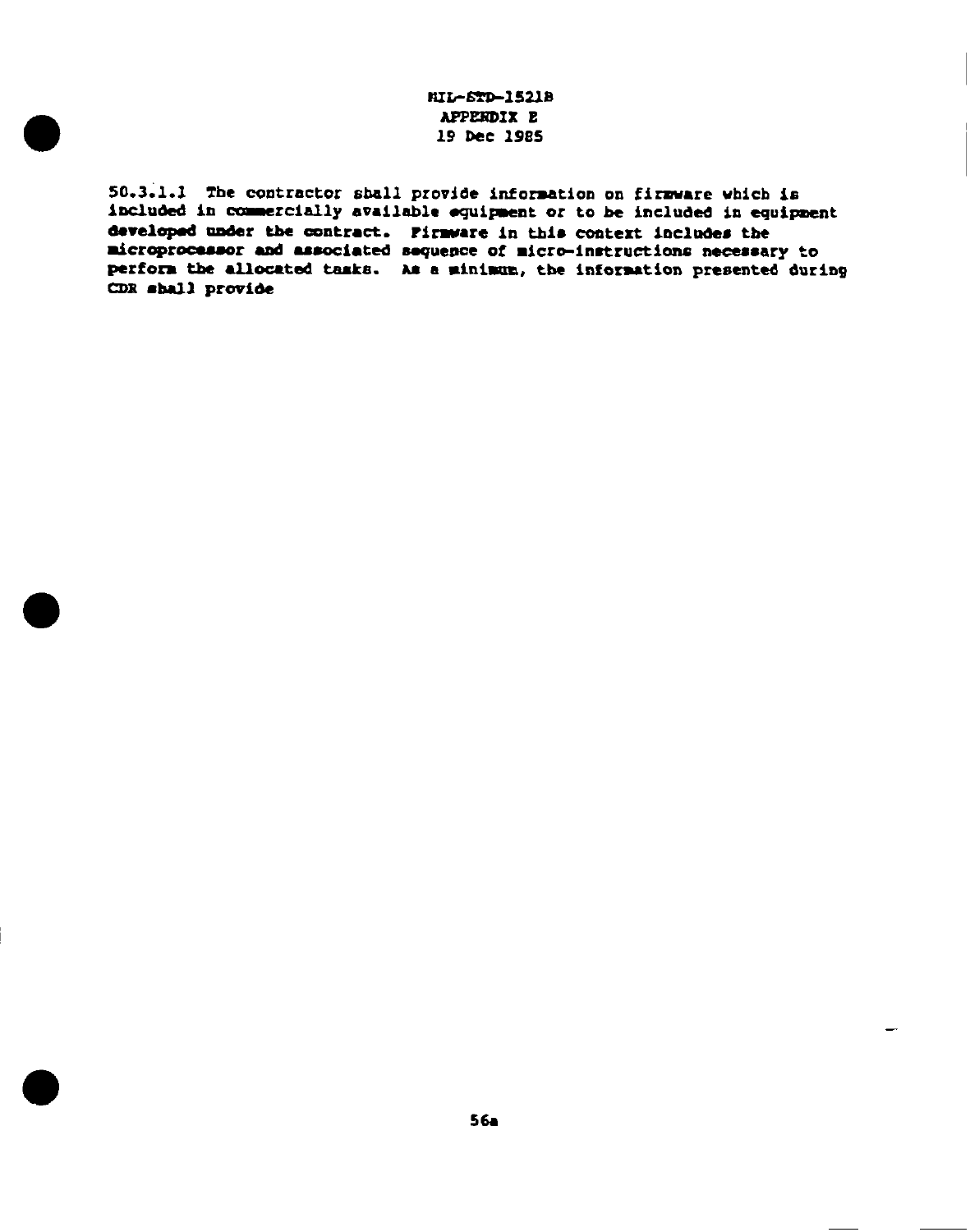50.3.1.1 The contractor shall provide information on firmware which is included in commercially available equipment or to be included in equipment developed under the contract. Firmware in this context includes the microprocessor and associated sequence of micro-instructions necessary to perform the allocated tasks. As a minimum, the information presented during CDR shall provide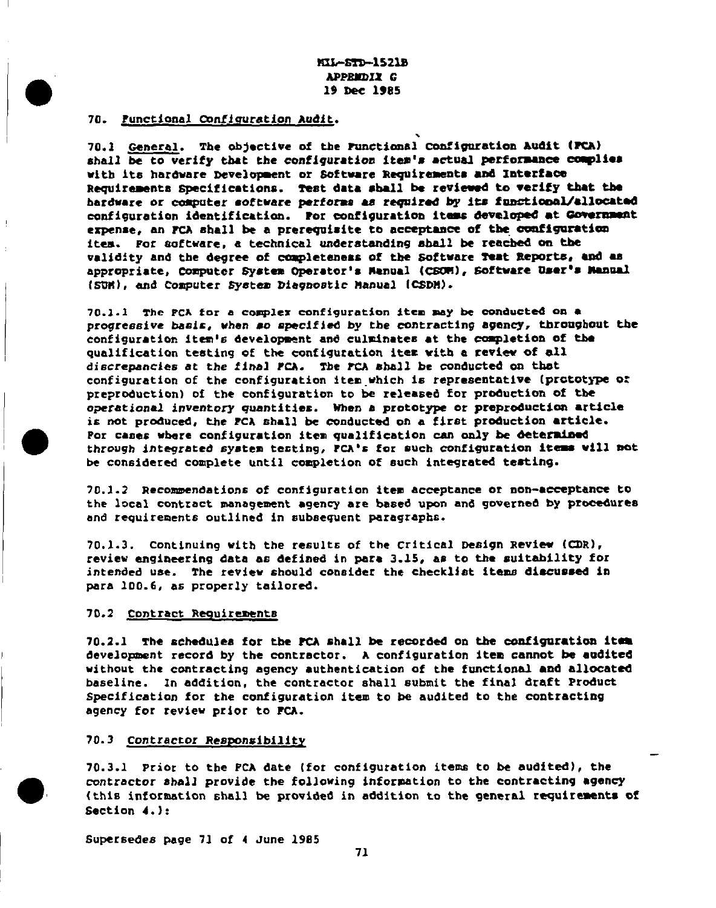MIL-STD-1521B
APPENDIX G
19 Dec 1985

## 70. Functional Configuration Audit.

70.1 General. The objective of the Functional Configuration Audit (FCA) shall be to verify that the configuration item's actual performance complies with its hardware Development or Software Requirements and Interface Requirements Specifications. Test data shall be reviewed to verify that the hardware or computer software performs as required by its functional/allocated configuration identification. For configuration items developed at Government expense, an FCA shall be a prerequisite to acceptance of the configuration item. For software, a technical understanding shall be reached on the validity and the degree of completeness of the Software Test Reports, and as appropriate, Computer System Operator's Manual (CSOM), Software User's Manual (SUM), and Computer System Diagnostic Manual (CSDM).

70.1.1 The FCA for a complex configuration item may be conducted on a progressive basis, when so specified by the contracting agency, throughout the configuration item's development and culminates at the completion of the qualification testing of the configuration item with a review of all discrepancies at the final FCA. The FCA shall be conducted on that configuration of the configuration item which is representative (prototype or preproduction) of the configuration to be released for production of the operational inventory quantities. When a prototype or preproduction article is not produced, the FCA shall be conducted on a first production article. For cases where configuration item qualification can only be determined through integrated system testing, FCA's for such configuration items will not be considered complete until completion of such integrated testing.

70.1.2 Recommendations of configuration item acceptance or non-acceptance to the local contract management agency are based upon and governed by procedures and requirements outlined in subsequent paragraphs.

70.1.3. Continuing with the results of the Critical Design Review (CDR), review engineering data as defined in para 3.15, as to the suitability for intended use. The review should consider the checklist items discussed in para 100.6, as properly tailored.

### 70.2 Contract Requirements

70.2.1 The schedules for the FCA shall be recorded on the configuration item development record by the contractor. A configuration item cannot be audited without the contracting agency authentication of the functional and allocated baseline. In addition, the contractor shall submit the final draft Product Specification for the configuration item to be audited to the contracting agency for review prior to FCA.

### 70.3 Contractor Responsibility

70.3.1 Prior to the FCA date (for configuration items to be audited), the contractor shall provide the following information to the contracting agency (this information shall be provided in addition to the general requirements of Section 4.):

Supersedes page 71 of 4 June 1985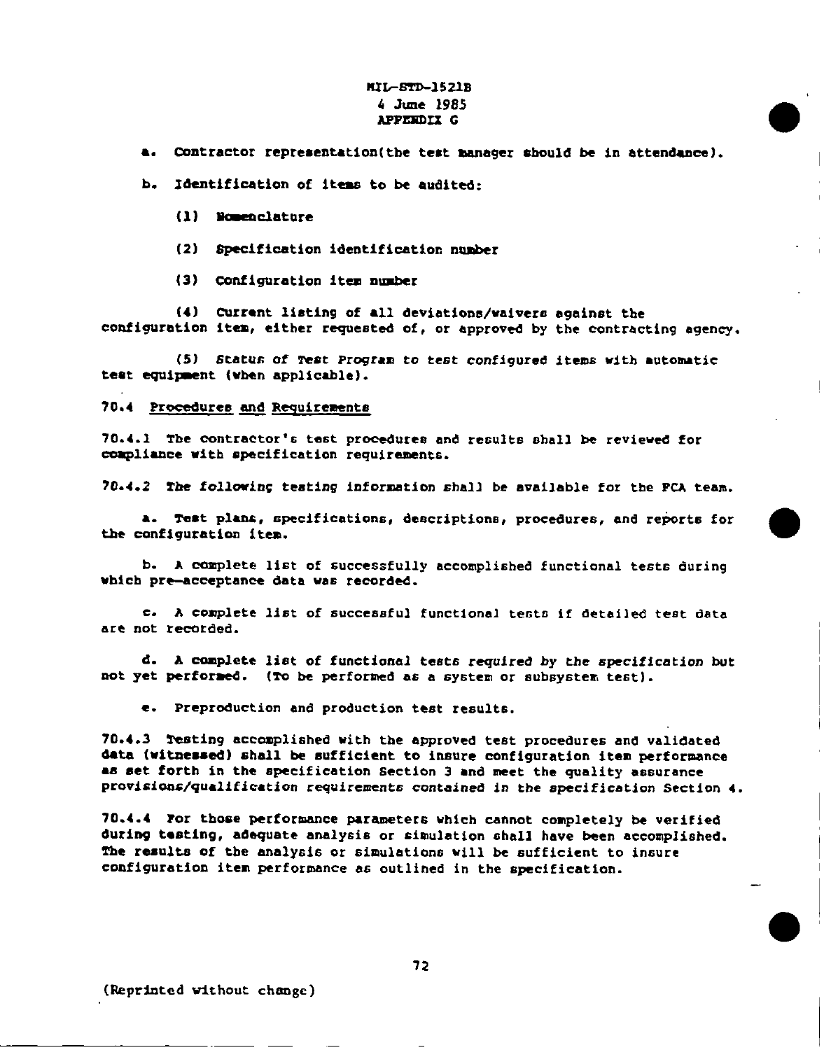a. Contractor representation(the test manager should be in attendance).

b. Identification of items to be audited:

(1) Nomenclature

(2) Specification identification number

(3) Configuration item number

(4) Current listing of all deviations/waivers against the configuration item, either requested of, or approved by the contracting agency.

(5) Status of Test Program to test configured items with automatic test equipment (when applicable).

70.4 <u>Procedures and Requirements</u>

70.4.1 The contractor's test procedures and results shall be reviewed for compliance with specification requirements.

70.4.2 The following testing information shall be available for the FCA team.

a. Test plans, specifications, descriptions, procedures, and reports for the configuration item.

b. A complete list of successfully accomplished functional tests during which pre-acceptance data was recorded.

c. A complete list of successful functional tests if detailed test data are not recorded.

d. A complete list of functional tests required by the specification but not yet performed. (To be performed as a system or subsystem test).

e. Preproduction and production test results.

70.4.3 Testing accomplished with the approved test procedures and validated data (witnessed) shall be sufficient to insure configuration item performance as set forth in the specification Section 3 and meet the quality assurance provisions/qualification requirements contained in the specification Section 4.

70.4.4 For those performance parameters which cannot completely be verified during testing, adequate analysis or simulation shall have been accomplished. The results of the analysis or simulations will be sufficient to insure configuration item performance as outlined in the specification.

(Reprinted without change)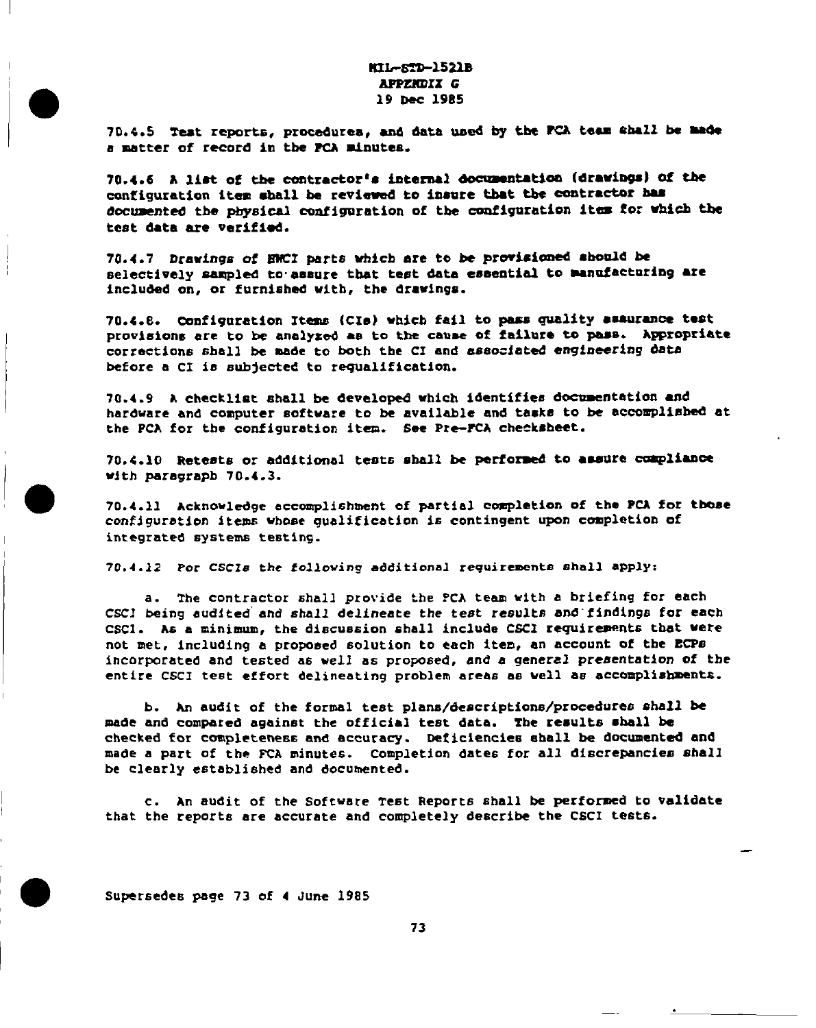70.4.5 Test reports, procedures, and data used by the FCA team shall be made a matter of record in the FCA minutes.

70.4.6 A list of the contractor's internal documentation (drawings) of the configuration item shall be reviewed to insure that the contractor has documented the physical configuration of the configuration item for which the test data are verified.

70.4.7 Drawings of HWCI parts which are to be provisioned should be selectively sampled to assure that test data essential to manufacturing are included on, or furnished with, the drawings.

70.4.8. Configuration Items (CIs) which fail to pass quality assurance test provisions are to be analyzed as to the cause of failure to pass. Appropriate corrections shall be made to both the CI and associated engineering data before a CI is subjected to requalification.

70.4.9 A checklist shall be developed which identifies documentation and hardware and computer software to be available and tasks to be accomplished at the FCA for the configuration item. See Pre-FCA checksheet.

70.4.10 Retests or additional tests shall be performed to assure compliance with paragraph 70.4.3.

70.4.11 Acknowledge accomplishment of partial completion of the FCA for those configuration items whose qualification is contingent upon completion of integrated systems testing.

70.4.12 For CSCIs the following additional requirements shall apply:

a. The contractor shall provide the FCA team with a briefing for each CSCI being audited and shall delineate the test results and findings for each CSCI. As a minimum, the discussion shall include CSCI requirements that were not met, including a proposed solution to each item, an account of the ECPs incorporated and tested as well as proposed, and a general presentation of the entire CSCI test effort delineating problem areas as well as accomplishments.

b. An audit of the formal test plans/descriptions/procedures shall be made and compared against the official test data. The results shall be checked for completeness and accuracy. Deficiencies shall be documented and made a part of the FCA minutes. Completion dates for all discrepancies shall be clearly established and documented.

c. An audit of the Software Test Reports shall be performed to validate that the reports are accurate and completely describe the CSCI tests.

Supersedes page 73 of 4 June 1985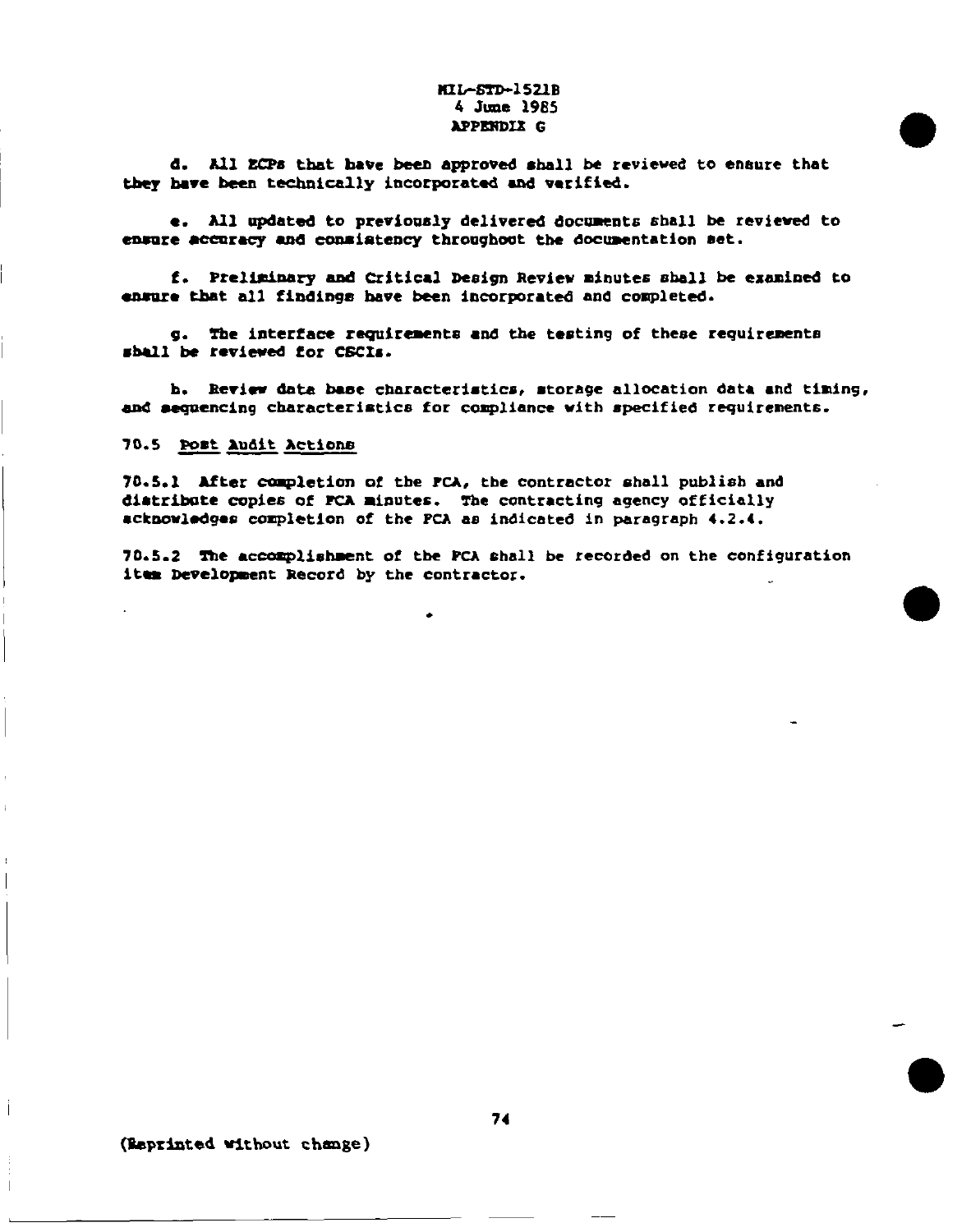d. All ECPs that have been approved shall be reviewed to ensure that they have been technically incorporated and verified.

e. All updated to previously delivered documents shall be reviewed to ensure accuracy and consistency throughout the documentation set.

f. Preliminary and Critical Design Review minutes shall be examined to ensure that all findings have been incorporated and completed.

g. The interface requirements and the testing of these requirements shall be reviewed for CSCIs.

h. Review data base characteristics, storage allocation data and timing, and sequencing characteristics for compliance with specified requirements.

70.5 Post Audit Actions

70.5.1 After completion of the FCA, the contractor shall publish and distribute copies of FCA minutes. The contracting agency officially acknowledges completion of the FCA as indicated in paragraph 4.2.4.

70.5.2 The accomplishment of the FCA shall be recorded on the configuration item Development Record by the contractor.

(Reprinted without change)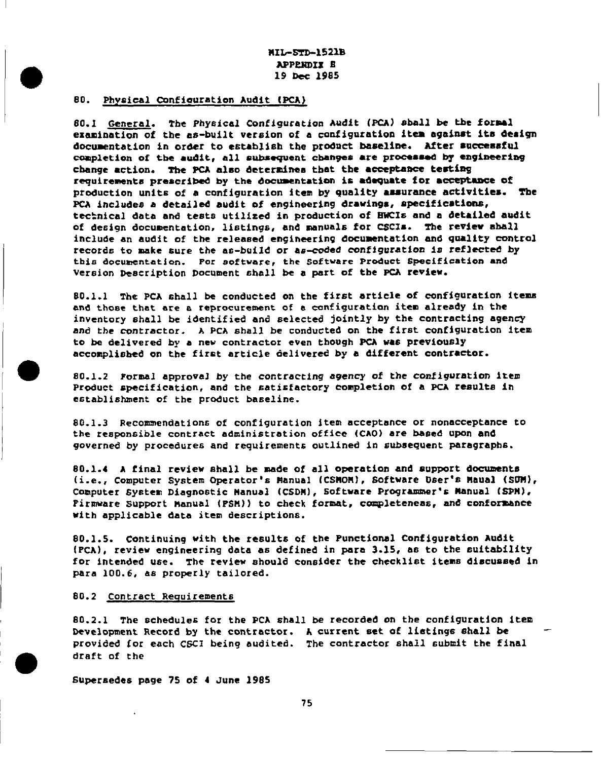## 80. Physical Configuration Audit (PCA)

80.1 General. The Physical Configuration Audit (PCA) shall be the formal examination of the as-built version of a configuration item against its design documentation in order to establish the product baseline. After successful completion of the audit, all subsequent changes are processed by engineering change action. The PCA also determines that the acceptance testing requirements prescribed by the documentation is adequate for acceptance of production units of a configuration item by quality assurance activities. The PCA includes a detailed audit of engineering drawings, specifications, technical data and tests utilized in production of HWCIs and a detailed audit of design documentation, listings, and manuals for CSCIs. The review shall include an audit of the released engineering documentation and quality control records to make sure the as-build or as-coded configuration is reflected by this documentation. For software, the Software Product Specification and Version Description Document shall be a part of the PCA review.

80.1.1 The PCA shall be conducted on the first article of configuration items and those that are a reprocurement of a configuration item already in the inventory shall be identified and selected jointly by the contracting agency and the contractor. A PCA shall be conducted on the first configuration item to be delivered by a new contractor even though PCA was previously accomplished on the first article delivered by a different contractor.

80.1.2 Formal approval by the contracting agency of the configuration item Product specification, and the satisfactory completion of a PCA results in establishment of the product baseline.

80.1.3 Recommendations of configuration item acceptance or nonacceptance to the responsible contract administration office (CAO) are based upon and governed by procedures and requirements outlined in subsequent paragraphs.

80.1.4 A final review shall be made of all operation and support documents (i.e., Computer System Operator's Manual (CSMOM), Software User's Maual (SUM), Computer System Diagnostic Manual (CSDM), Software Programmer's Manual (SPM), Firmware Support Manual (FSM)) to check format, completeness, and conformance with applicable data item descriptions.

80.1.5. Continuing with the results of the Functional Configuration Audit (FCA), review engineering data as defined in para 3.15, as to the suitability for intended use. The review should consider the checklist items discussed in para 100.6, as properly tailored.

80.2 Contract Requirements

80.2.1 The schedules for the PCA shall be recorded on the configuration item Development Record by the contractor. A current set of listings shall be provided for each CSCI being audited. The contractor shall submit the final draft of the

Supersedes page 75 of 4 June 1985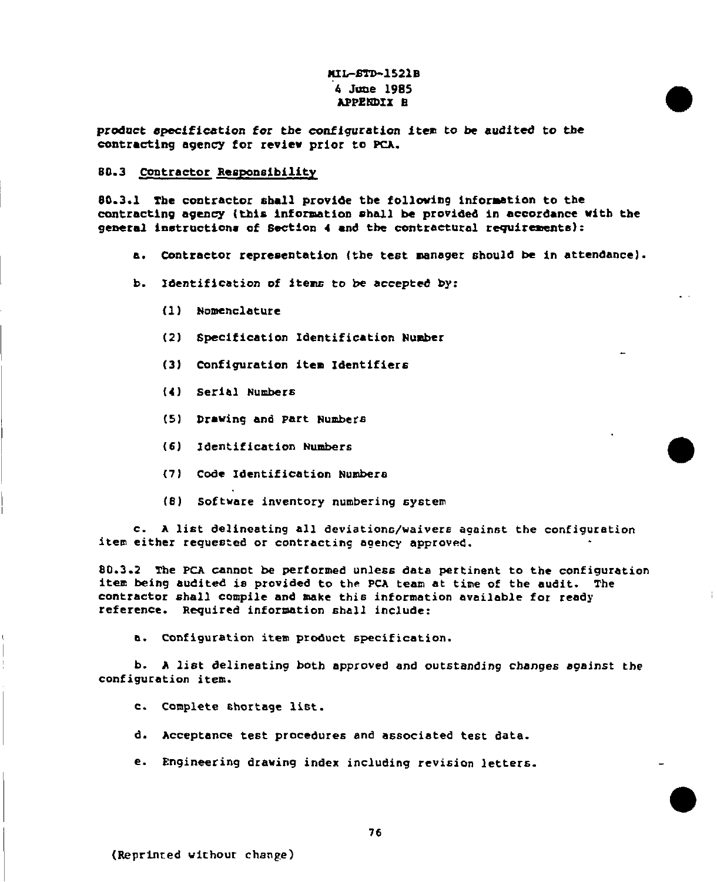product specification for the configuration item to be audited to the contracting agency for review prior to PCA.

80.3 Contractor Responsibility

80.3.1 The contractor shall provide the following information to the contracting agency (this information shall be provided in accordance with the general instructions of Section 4 and the contractual requirements):

a. Contractor representation (the test manager should be in attendance).

b. Identification of items to be accepted by:

(1) Nomenclature

(2) Specification Identification Number

(3) Configuration item Identifiers

(4) Serial Numbers

(5) Drawing and Part Numbers

(6) Identification Numbers

(7) Code Identification Numbers

(8) Software inventory numbering system

c. A list delineating all deviations/waivers against the configuration item either requested or contracting agency approved.

80.3.2 The PCA cannot be performed unless data pertinent to the configuration item being audited is provided to the PCA team at time of the audit. The contractor shall compile and make this information available for ready reference. Required information shall include:

a. Configuration item product specification.

b. A list delineating both approved and outstanding changes against the configuration item.

c. Complete shortage list.

d. Acceptance test procedures and associated test data.

e. Engineering drawing index including revision letters.

(Reprinted without change)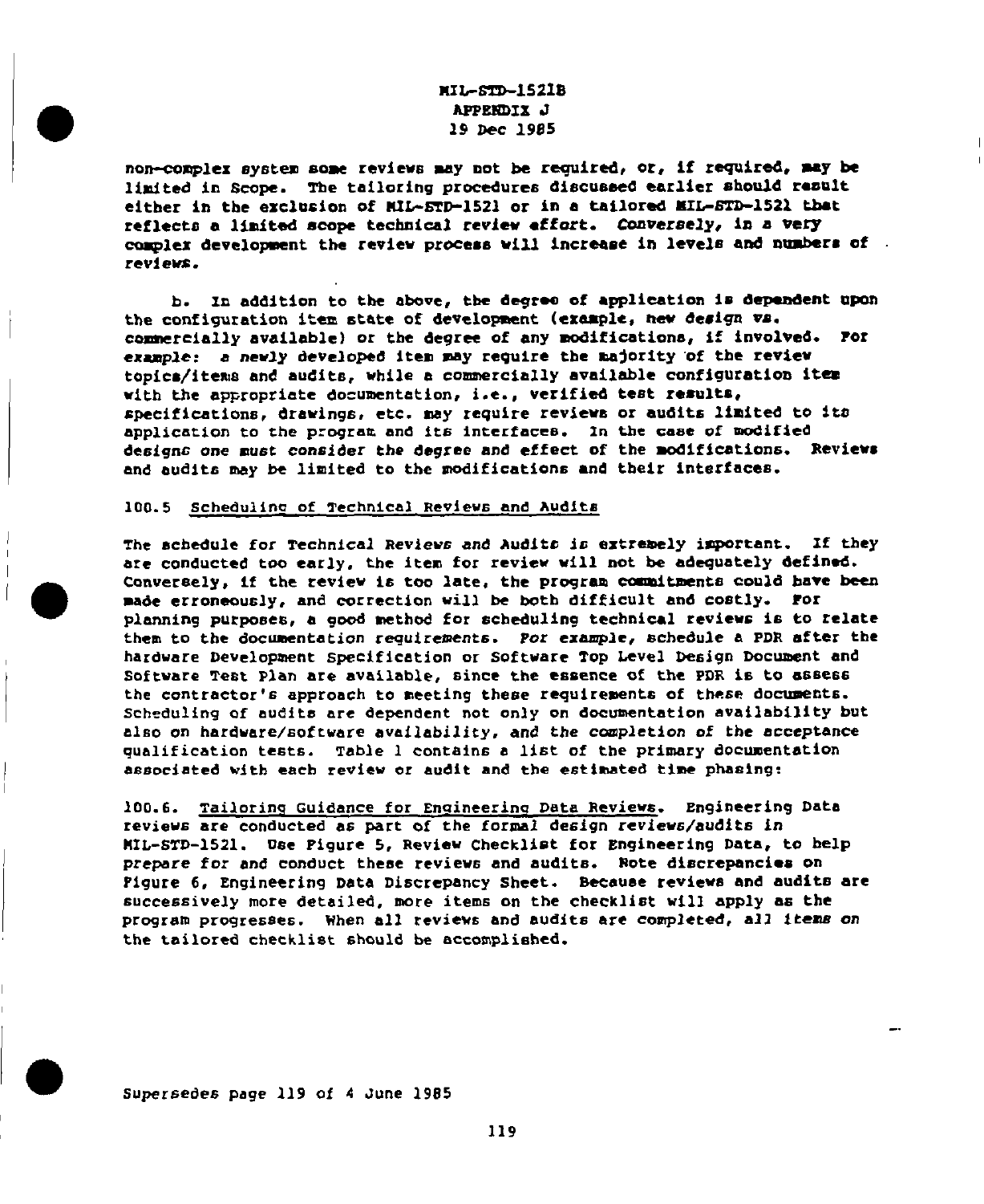non-complex system some reviews may not be required, or, if required, may be limited in Scope. The tailoring procedures discussed earlier should result either in the exclusion of MIL-STD-1521 or in a tailored MIL-STD-1521 that reflects a limited scope technical review effort. Conversely, in a very complex development the review process will increase in levels and numbers of reviews.

b. In addition to the above, the degree of application is dependent upon the configuration item state of development (example, new design vs. commercially available) or the degree of any modifications, if involved. For example: a newly developed item may require the majority of the review topics/items and audits, while a commercially available configuration item with the appropriate documentation, i.e., verified test results, specifications, drawings, etc. may require reviews or audits limited to its application to the program and its interfaces. In the case of modified designs one must consider the degree and effect of the modifications. Reviews and audits may be limited to the modifications and their interfaces.

### 100.5 Scheduling of Technical Reviews and Audits

The schedule for Technical Reviews and Audits is extremely important. If they are conducted too early, the item for review will not be adequately defined. Conversely, if the review is too late, the program commitments could have been made erroneously, and correction will be both difficult and costly. For planning purposes, a good method for scheduling technical reviews is to relate them to the documentation requirements. For example, schedule a PDR after the hardware Development Specification or Software Top Level Design Document and Software Test Plan are available, since the essence of the PDR is to assess the contractor's approach to meeting these requirements of these documents. Scheduling of audits are dependent not only on documentation availability but also on hardware/software availability, and the completion of the acceptance qualification tests. Table 1 contains a list of the primary documentation associated with each review or audit and the estimated time phasing:

100.6. Tailoring Guidance for Engineering Data Reviews. Engineering Data reviews are conducted as part of the formal design reviews/audits in MIL-STD-1521. Use Figure 5, Review Checklist for Engineering Data, to help prepare for and conduct these reviews and audits. Note discrepancies on Figure 6, Engineering Data Discrepancy Sheet. Because reviews and audits are successively more detailed, more items on the checklist will apply as the program progresses. When all reviews and audits are completed, all items on the tailored checklist should be accomplished.

Supersedes page 119 of 4 June 1985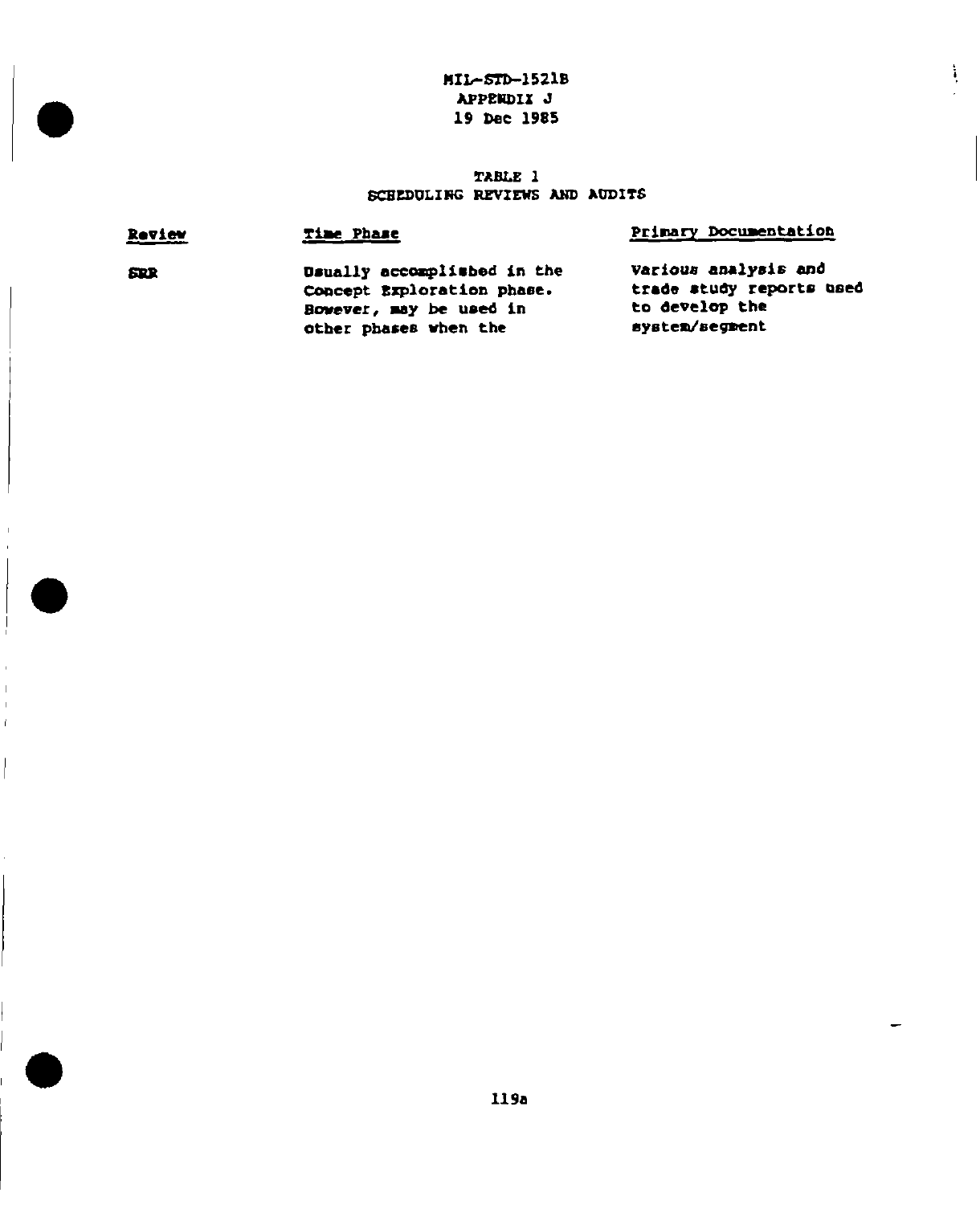TABLE 1
SCHEDULING REVIEWS AND AUDITS

| Review | Time Phase | Primary Documentation |
|---|---|---|
| SRR | Usually accomplished in the Concept Exploration phase. However, may be used in other phases when the | Various analysis and trade study reports used to develop the system/segment |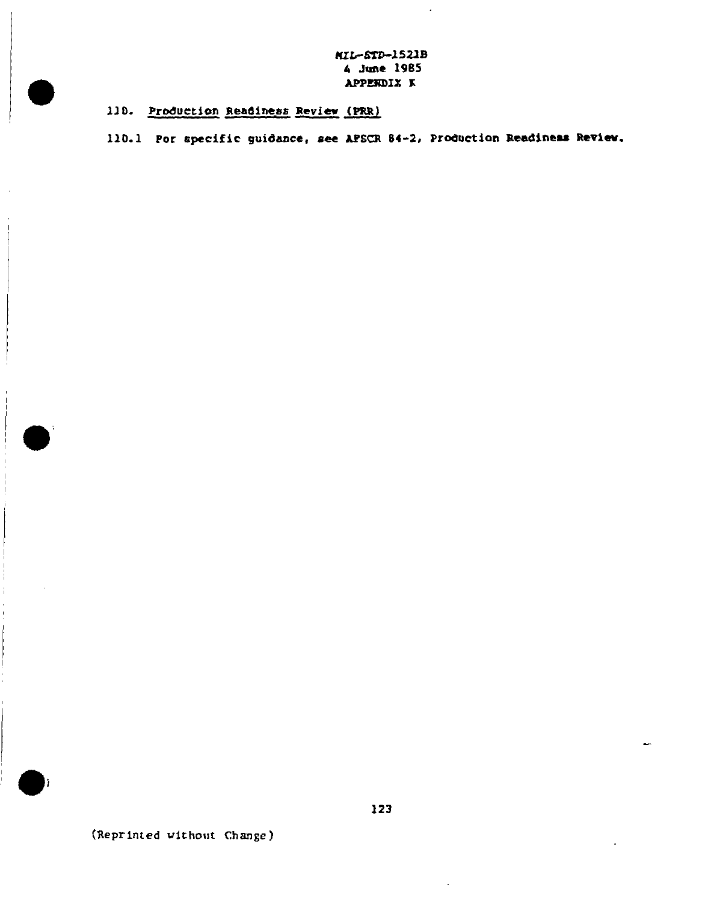MIL-STD-1521B
4 June 1985
APPENDIX K

## 110. Production Readiness Review (PRR)

110.1 For specific guidance, see AFSCR 84-2, Production Readiness Review.

(Reprinted without Change)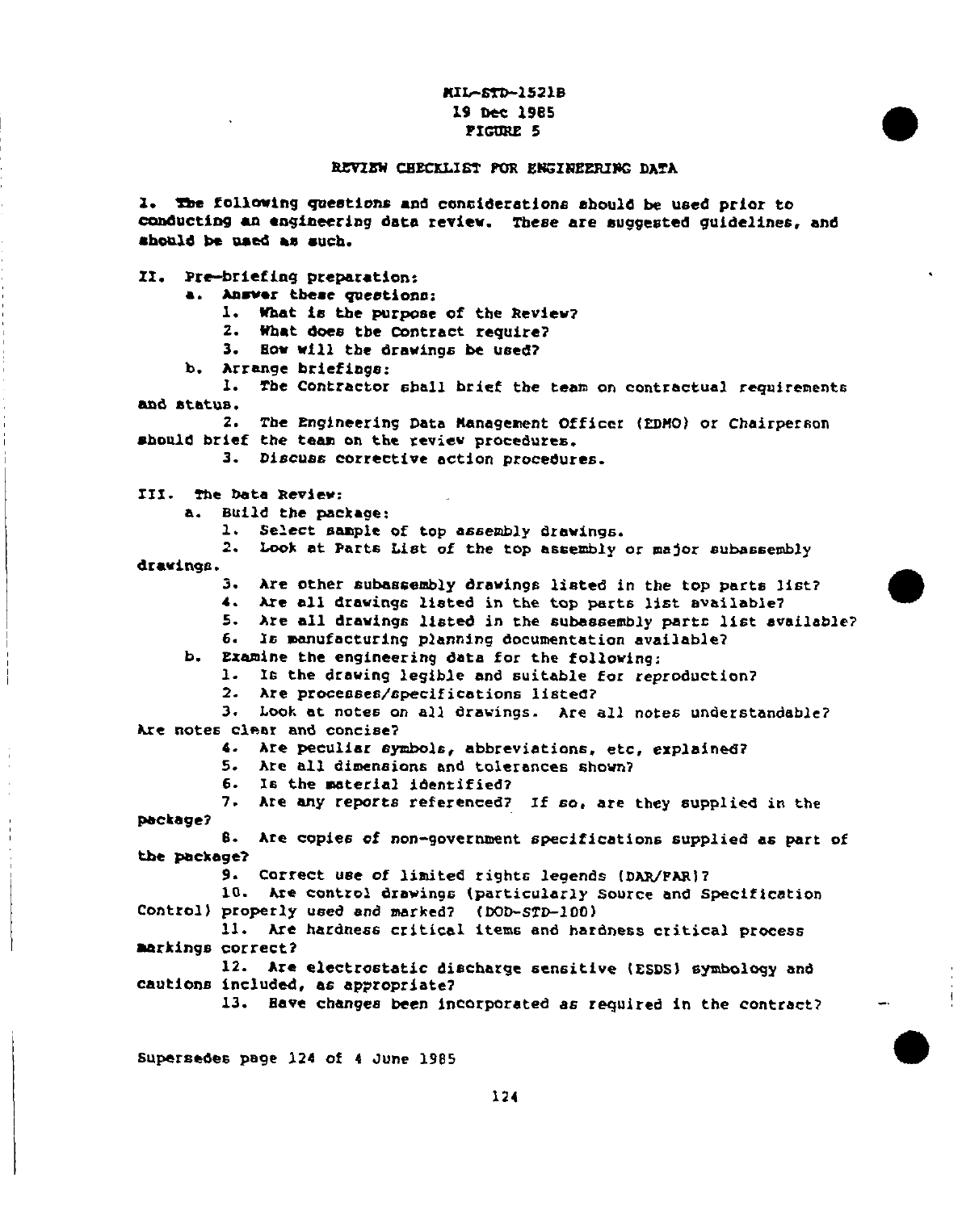MIL-STD-1521B
19 Dec 1985
FIGURE 5

## REVIEW CHECKLIST FOR ENGINEERING DATA

I. The following questions and considerations should be used prior to conducting an engineering data review. These are suggested guidelines, and should be used as such.

II. Pre-briefing preparation:

a. Answer these questions:

1. What is the purpose of the Review?
2. What does the Contract require?
3. How will the drawings be used?

b. Arrange briefings:

1. The Contractor shall brief the team on contractual requirements and status.
2. The Engineering Data Management Officer (EDMO) or Chairperson should brief the team on the review procedures.
3. Discuss corrective action procedures.

III. The Data Review:

a. Build the package:

1. Select sample of top assembly drawings.
2. Look at Parts List of the top assembly or major subassembly drawings.
3. Are other subassembly drawings listed in the top parts list?
4. Are all drawings listed in the top parts list available?
5. Are all drawings listed in the subassembly parts list available?
6. Is manufacturing planning documentation available?

b. Examine the engineering data for the following:

1. Is the drawing legible and suitable for reproduction?
2. Are processes/specifications listed?
3. Look at notes on all drawings. Are all notes understandable? Are notes clear and concise?
4. Are peculiar symbols, abbreviations, etc, explained?
5. Are all dimensions and tolerances shown?
6. Is the material identified?
7. Are any reports referenced? If so, are they supplied in the package?
8. Are copies of non-government specifications supplied as part of the package?
9. Correct use of limited rights legends (DAR/FAR)?
10. Are control drawings (particularly Source and Specification Control) properly used and marked? (DOD-STD-100)
11. Are hardness critical items and hardness critical process markings correct?
12. Are electrostatic discharge sensitive (ESDS) symbology and cautions included, as appropriate?
13. Have changes been incorporated as required in the contract?

Supersedes page 124 of 4 June 1985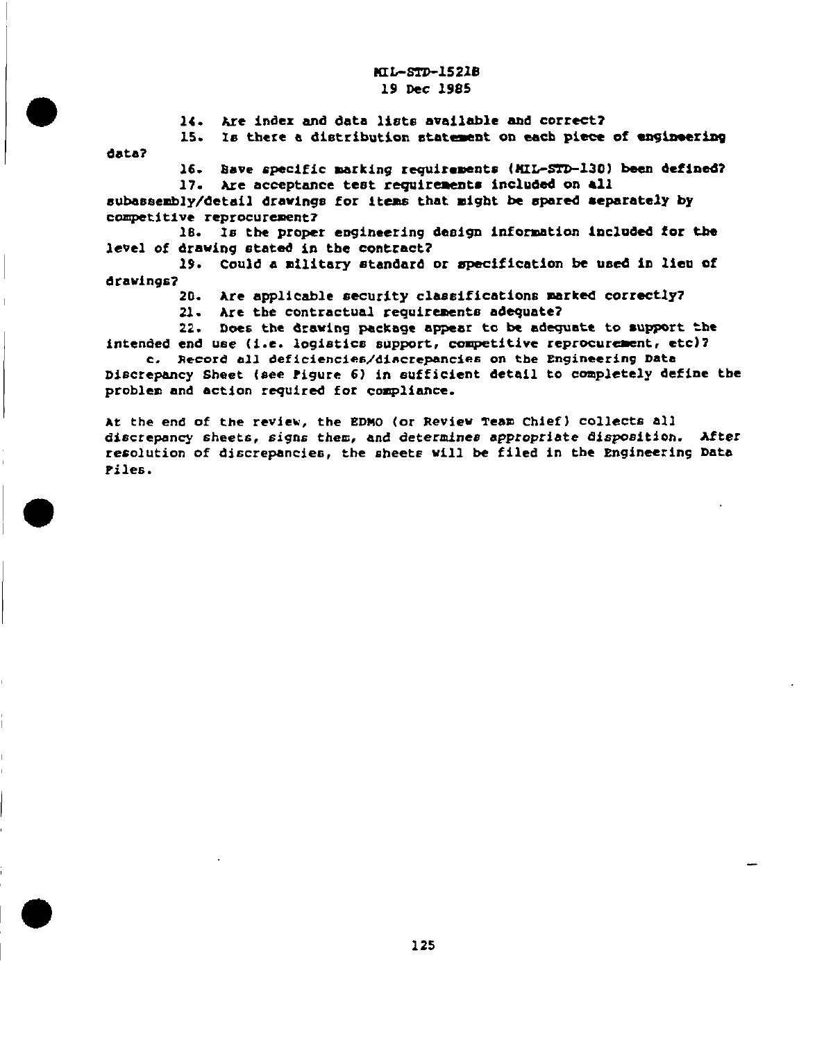14. Are index and data lists available and correct?

15. Is there a distribution statement on each piece of engineering data?

16. Have specific marking requirements (MIL-STD-130) been defined?

17. Are acceptance test requirements included on all subassembly/detail drawings for items that might be spared separately by competitive reprocurement?

18. Is the proper engineering design information included for the level of drawing stated in the contract?

19. Could a military standard or specification be used in lieu of drawings?

20. Are applicable security classifications marked correctly?

21. Are the contractual requirements adequate?

22. Does the drawing package appear to be adequate to support the intended end use (i.e. logistics support, competitive reprocurement, etc)?

c. Record all deficiencies/discrepancies on the Engineering Data Discrepancy Sheet (see Figure 6) in sufficient detail to completely define the problem and action required for compliance.

At the end of the review, the EDMO (or Review Team Chief) collects all discrepancy sheets, signs them, and determines appropriate disposition. After resolution of discrepancies, the sheets will be filed in the Engineering Data Files.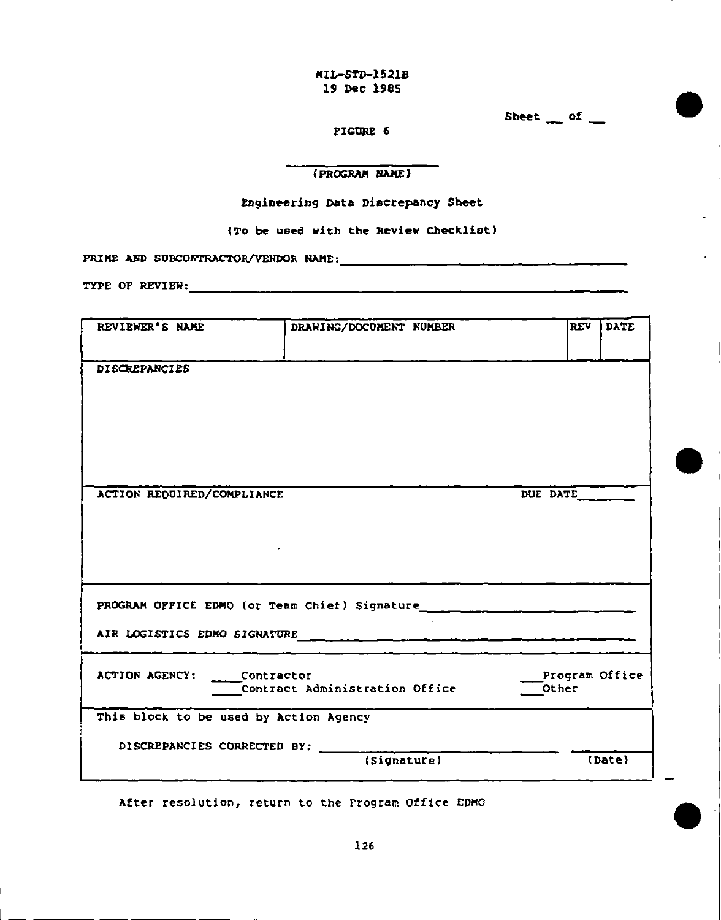MIL-STD-1521B
19 Dec 1985

Sheet \_\_ of \_\_

FIGURE 6

\_\_\_\_\_\_\_\_\_\_\_\_\_\_\_\_\_\_\_\_
(PROGRAM NAME)

Engineering Data Discrepancy Sheet

(To be used with the Review Checklist)

PRIME AND SUBCONTRACTOR/VENDOR NAME: \_\_\_\_\_\_\_\_\_\_\_\_\_\_\_\_\_\_\_\_\_\_\_\_\_\_\_\_\_\_\_\_\_\_\_\_

TYPE OF REVIEW: \_\_\_\_\_\_\_\_\_\_\_\_\_\_\_\_\_\_\_\_\_\_\_\_\_\_\_\_\_\_\_\_\_\_\_\_\_\_\_\_\_\_\_\_\_\_\_\_\_\_\_\_\_\_

| REVIEWER'S NAME | DRAWING/DOCUMENT NUMBER | REV | DATE |
|---|---|---|---|
| | | | |

DISCREPANCIES

ACTION REQUIRED/COMPLIANCE DUE DATE \_\_\_\_\_\_\_\_

PROGRAM OFFICE EDMO (or Team Chief) Signature \_\_\_\_\_\_\_\_\_\_\_\_\_\_\_\_\_\_\_\_\_\_\_\_\_\_

AIR LOGISTICS EDMO SIGNATURE \_\_\_\_\_\_\_\_\_\_\_\_\_\_\_\_\_\_\_\_\_\_\_\_\_\_\_\_\_\_\_\_\_\_\_\_\_\_\_\_

ACTION AGENCY: \_\_\_\_Contractor \_\_\_Program Office
\_\_\_\_Contract Administration Office \_\_\_Other

This block to be used by Action Agency

DISCREPANCIES CORRECTED BY: \_\_\_\_\_\_\_\_\_\_\_\_\_\_\_\_\_\_\_\_\_\_\_\_\_\_\_\_\_\_\_\_\_ \_\_\_\_\_\_\_\_\_
(Signature) (Date)

After resolution, return to the Program Office EDMO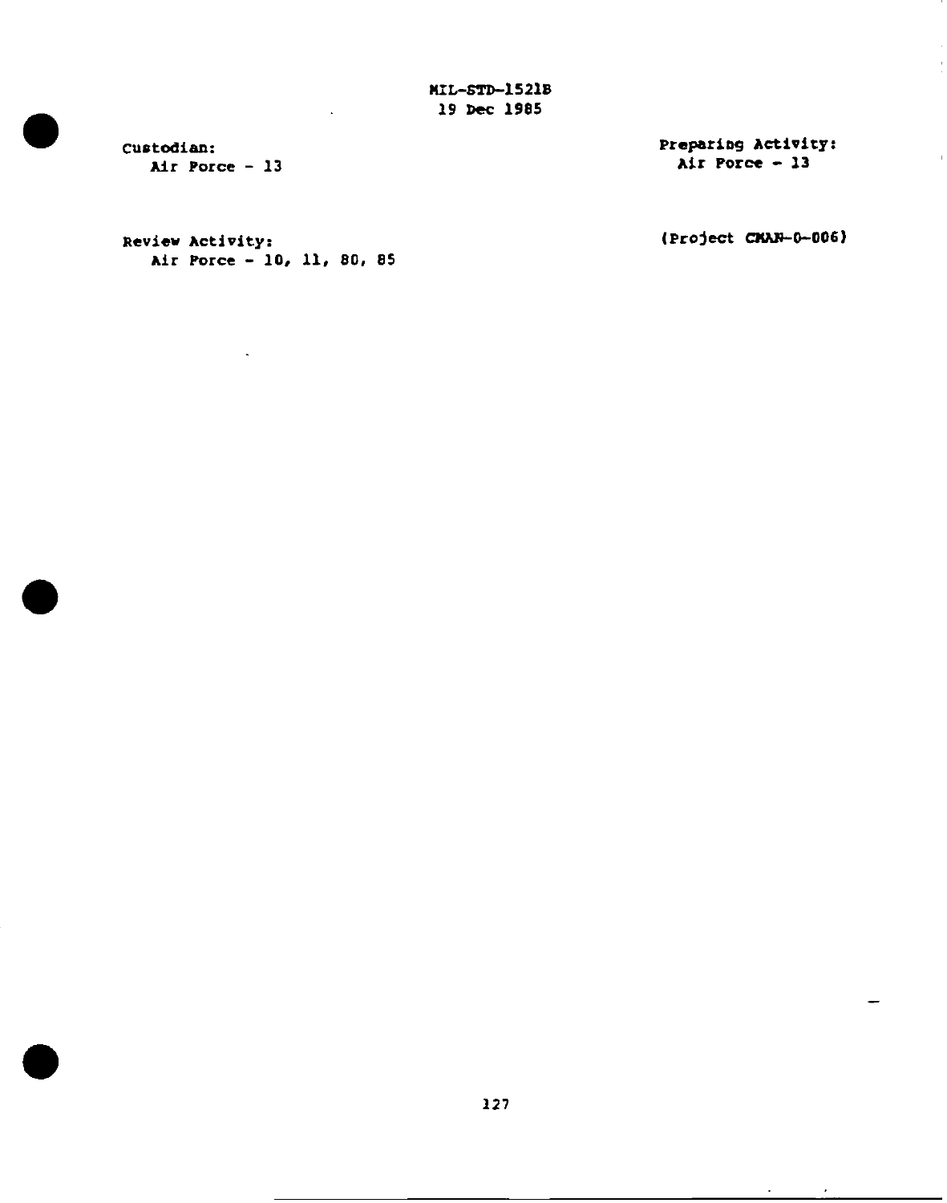Custodian:
Air Force - 13

Preparing Activity:
Air Force - 13

Review Activity:
Air Force - 10, 11, 80, 85

(Project CMAN-0-006)